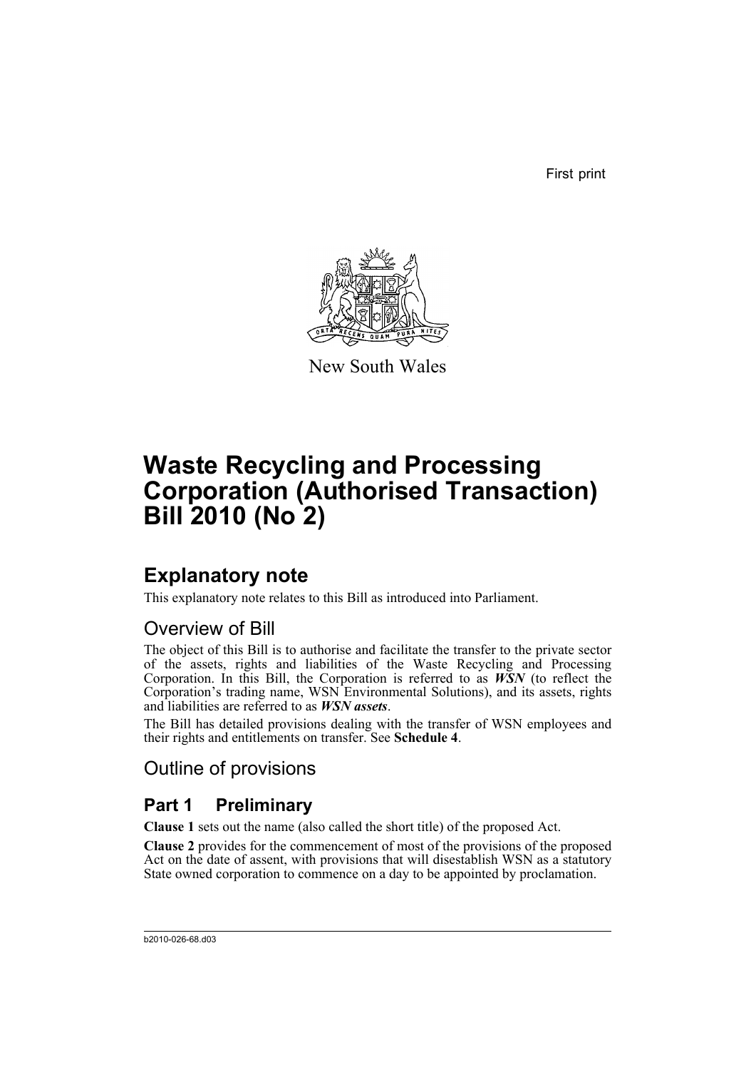First print

New South Wales

# Waste Recycling and Processing Corporation (Authorised Transaction) Bill 2010 (No 2)

## Explanatory note

This explanatory note relates to this Bill as introduced into Parliament.

### Overview of Bill

The object of this Bill is to authorise and facilitate the transfer to the private sector of the assets, rights and liabilities of the Waste Recycling and Processing Corporation. In this Bill, the Corporation is referred to as ***WSN*** (to reflect the Corporation's trading name, WSN Environmental Solutions), and its assets, rights and liabilities are referred to as ***WSN assets***.

The Bill has detailed provisions dealing with the transfer of WSN employees and their rights and entitlements on transfer. See **Schedule 4**.

### Outline of provisions

#### Part 1 Preliminary

**Clause 1** sets out the name (also called the short title) of the proposed Act.

**Clause 2** provides for the commencement of most of the provisions of the proposed Act on the date of assent, with provisions that will disestablish WSN as a statutory State owned corporation to commence on a day to be appointed by proclamation.

b2010-026-68.d03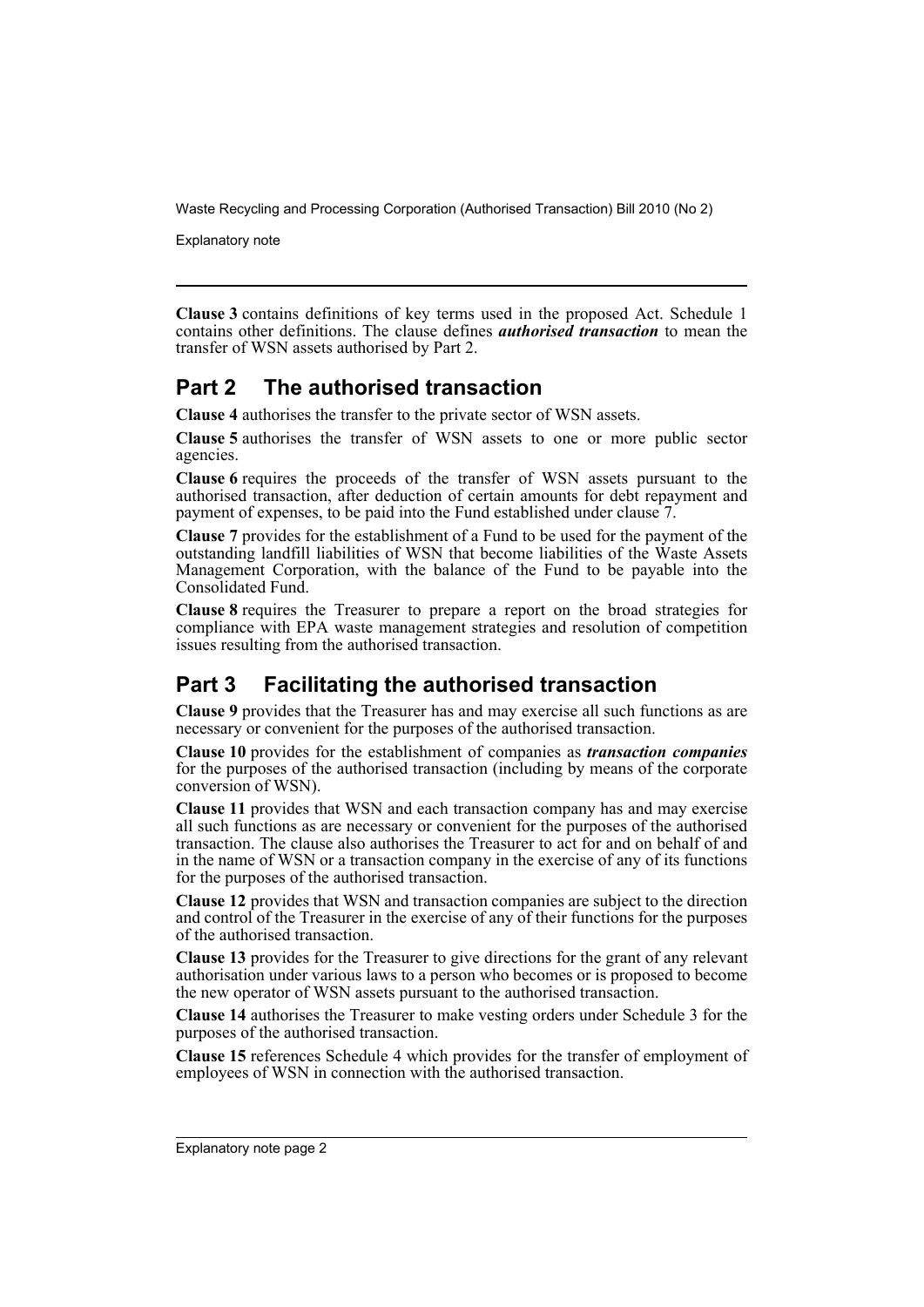**Clause 3** contains definitions of key terms used in the proposed Act. Schedule 1 contains other definitions. The clause defines ***authorised transaction*** to mean the transfer of WSN assets authorised by Part 2.

## Part 2 The authorised transaction

**Clause 4** authorises the transfer to the private sector of WSN assets.

**Clause 5** authorises the transfer of WSN assets to one or more public sector agencies.

**Clause 6** requires the proceeds of the transfer of WSN assets pursuant to the authorised transaction, after deduction of certain amounts for debt repayment and payment of expenses, to be paid into the Fund established under clause 7.

**Clause 7** provides for the establishment of a Fund to be used for the payment of the outstanding landfill liabilities of WSN that become liabilities of the Waste Assets Management Corporation, with the balance of the Fund to be payable into the Consolidated Fund.

**Clause 8** requires the Treasurer to prepare a report on the broad strategies for compliance with EPA waste management strategies and resolution of competition issues resulting from the authorised transaction.

## Part 3 Facilitating the authorised transaction

**Clause 9** provides that the Treasurer has and may exercise all such functions as are necessary or convenient for the purposes of the authorised transaction.

**Clause 10** provides for the establishment of companies as ***transaction companies*** for the purposes of the authorised transaction (including by means of the corporate conversion of WSN).

**Clause 11** provides that WSN and each transaction company has and may exercise all such functions as are necessary or convenient for the purposes of the authorised transaction. The clause also authorises the Treasurer to act for and on behalf of and in the name of WSN or a transaction company in the exercise of any of its functions for the purposes of the authorised transaction.

**Clause 12** provides that WSN and transaction companies are subject to the direction and control of the Treasurer in the exercise of any of their functions for the purposes of the authorised transaction.

**Clause 13** provides for the Treasurer to give directions for the grant of any relevant authorisation under various laws to a person who becomes or is proposed to become the new operator of WSN assets pursuant to the authorised transaction.

**Clause 14** authorises the Treasurer to make vesting orders under Schedule 3 for the purposes of the authorised transaction.

**Clause 15** references Schedule 4 which provides for the transfer of employment of employees of WSN in connection with the authorised transaction.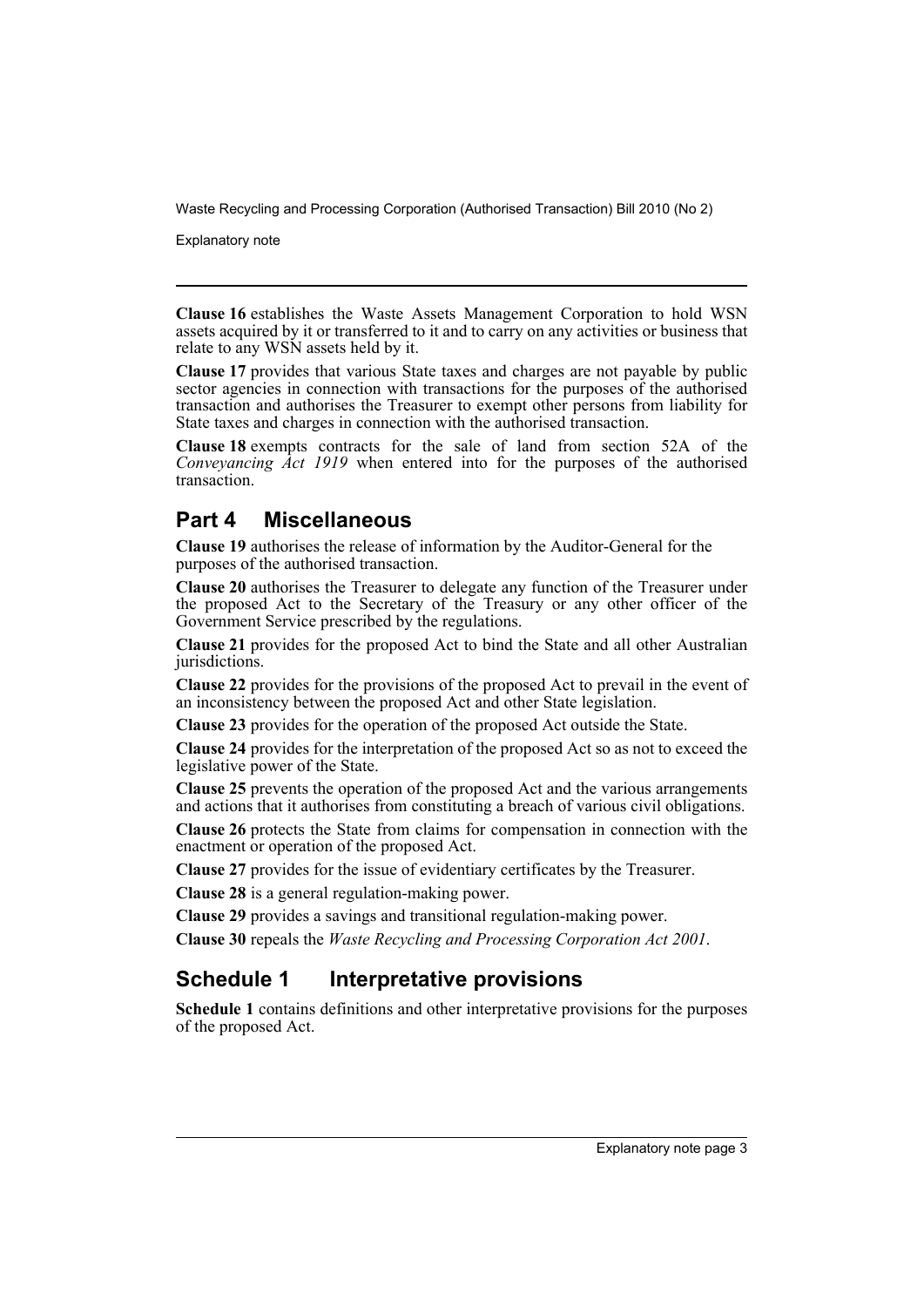**Clause 16** establishes the Waste Assets Management Corporation to hold WSN assets acquired by it or transferred to it and to carry on any activities or business that relate to any WSN assets held by it.

**Clause 17** provides that various State taxes and charges are not payable by public sector agencies in connection with transactions for the purposes of the authorised transaction and authorises the Treasurer to exempt other persons from liability for State taxes and charges in connection with the authorised transaction.

**Clause 18** exempts contracts for the sale of land from section 52A of the *Conveyancing Act 1919* when entered into for the purposes of the authorised transaction.

## Part 4 Miscellaneous

**Clause 19** authorises the release of information by the Auditor-General for the purposes of the authorised transaction.

**Clause 20** authorises the Treasurer to delegate any function of the Treasurer under the proposed Act to the Secretary of the Treasury or any other officer of the Government Service prescribed by the regulations.

**Clause 21** provides for the proposed Act to bind the State and all other Australian jurisdictions.

**Clause 22** provides for the provisions of the proposed Act to prevail in the event of an inconsistency between the proposed Act and other State legislation.

**Clause 23** provides for the operation of the proposed Act outside the State.

**Clause 24** provides for the interpretation of the proposed Act so as not to exceed the legislative power of the State.

**Clause 25** prevents the operation of the proposed Act and the various arrangements and actions that it authorises from constituting a breach of various civil obligations.

**Clause 26** protects the State from claims for compensation in connection with the enactment or operation of the proposed Act.

**Clause 27** provides for the issue of evidentiary certificates by the Treasurer.

**Clause 28** is a general regulation-making power.

**Clause 29** provides a savings and transitional regulation-making power.

**Clause 30** repeals the *Waste Recycling and Processing Corporation Act 2001*.

## Schedule 1 Interpretative provisions

**Schedule 1** contains definitions and other interpretative provisions for the purposes of the proposed Act.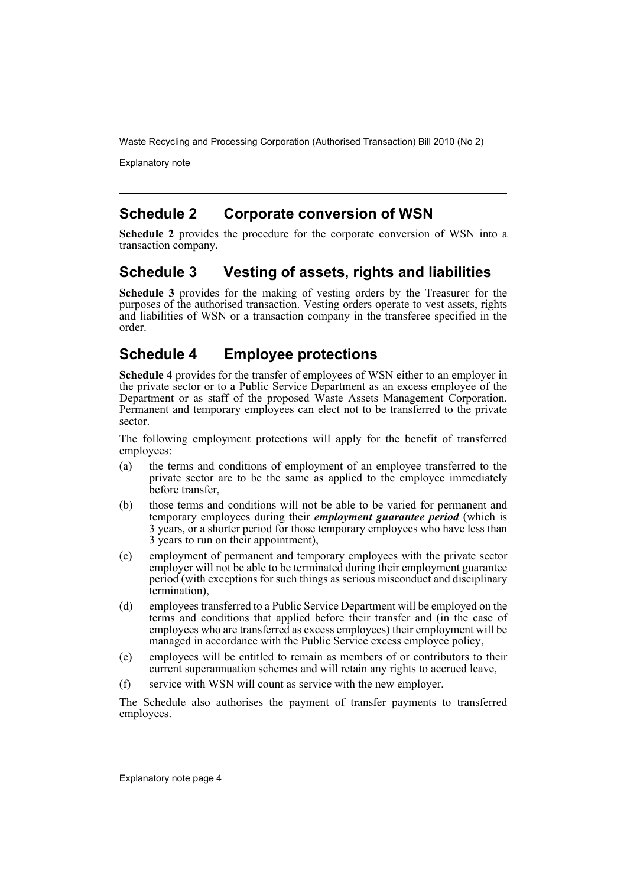## Schedule 2 Corporate conversion of WSN

**Schedule 2** provides the procedure for the corporate conversion of WSN into a transaction company.

## Schedule 3 Vesting of assets, rights and liabilities

**Schedule 3** provides for the making of vesting orders by the Treasurer for the purposes of the authorised transaction. Vesting orders operate to vest assets, rights and liabilities of WSN or a transaction company in the transferee specified in the order.

## Schedule 4 Employee protections

**Schedule 4** provides for the transfer of employees of WSN either to an employer in the private sector or to a Public Service Department as an excess employee of the Department or as staff of the proposed Waste Assets Management Corporation. Permanent and temporary employees can elect not to be transferred to the private sector.

The following employment protections will apply for the benefit of transferred employees:

(a) the terms and conditions of employment of an employee transferred to the private sector are to be the same as applied to the employee immediately before transfer,

(b) those terms and conditions will not be able to be varied for permanent and temporary employees during their ***employment guarantee period*** (which is 3 years, or a shorter period for those temporary employees who have less than 3 years to run on their appointment),

(c) employment of permanent and temporary employees with the private sector employer will not be able to be terminated during their employment guarantee period (with exceptions for such things as serious misconduct and disciplinary termination),

(d) employees transferred to a Public Service Department will be employed on the terms and conditions that applied before their transfer and (in the case of employees who are transferred as excess employees) their employment will be managed in accordance with the Public Service excess employee policy,

(e) employees will be entitled to remain as members of or contributors to their current superannuation schemes and will retain any rights to accrued leave,

(f) service with WSN will count as service with the new employer.

The Schedule also authorises the payment of transfer payments to transferred employees.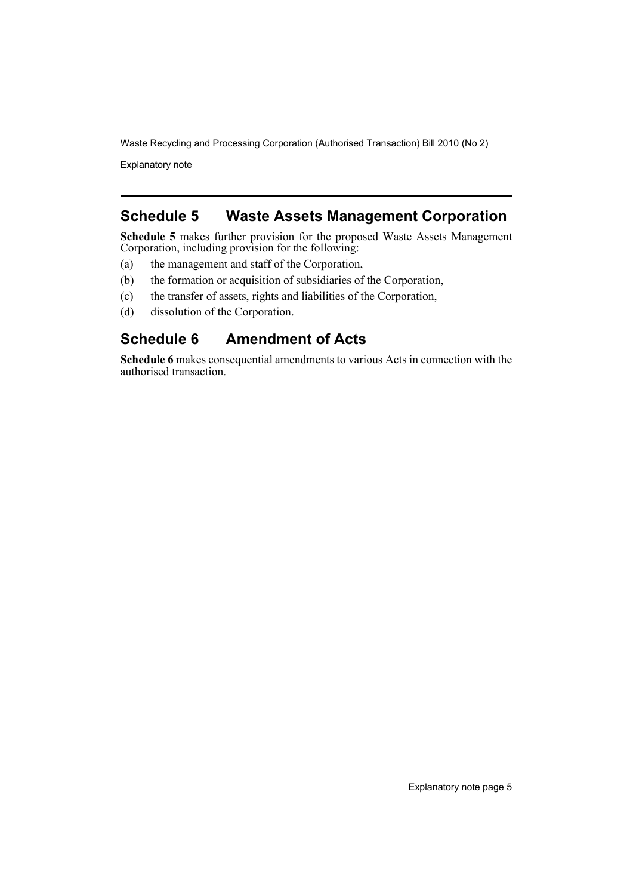## Schedule 5 Waste Assets Management Corporation

**Schedule 5** makes further provision for the proposed Waste Assets Management Corporation, including provision for the following:

(a) the management and staff of the Corporation,

(b) the formation or acquisition of subsidiaries of the Corporation,

(c) the transfer of assets, rights and liabilities of the Corporation,

(d) dissolution of the Corporation.

## Schedule 6 Amendment of Acts

**Schedule 6** makes consequential amendments to various Acts in connection with the authorised transaction.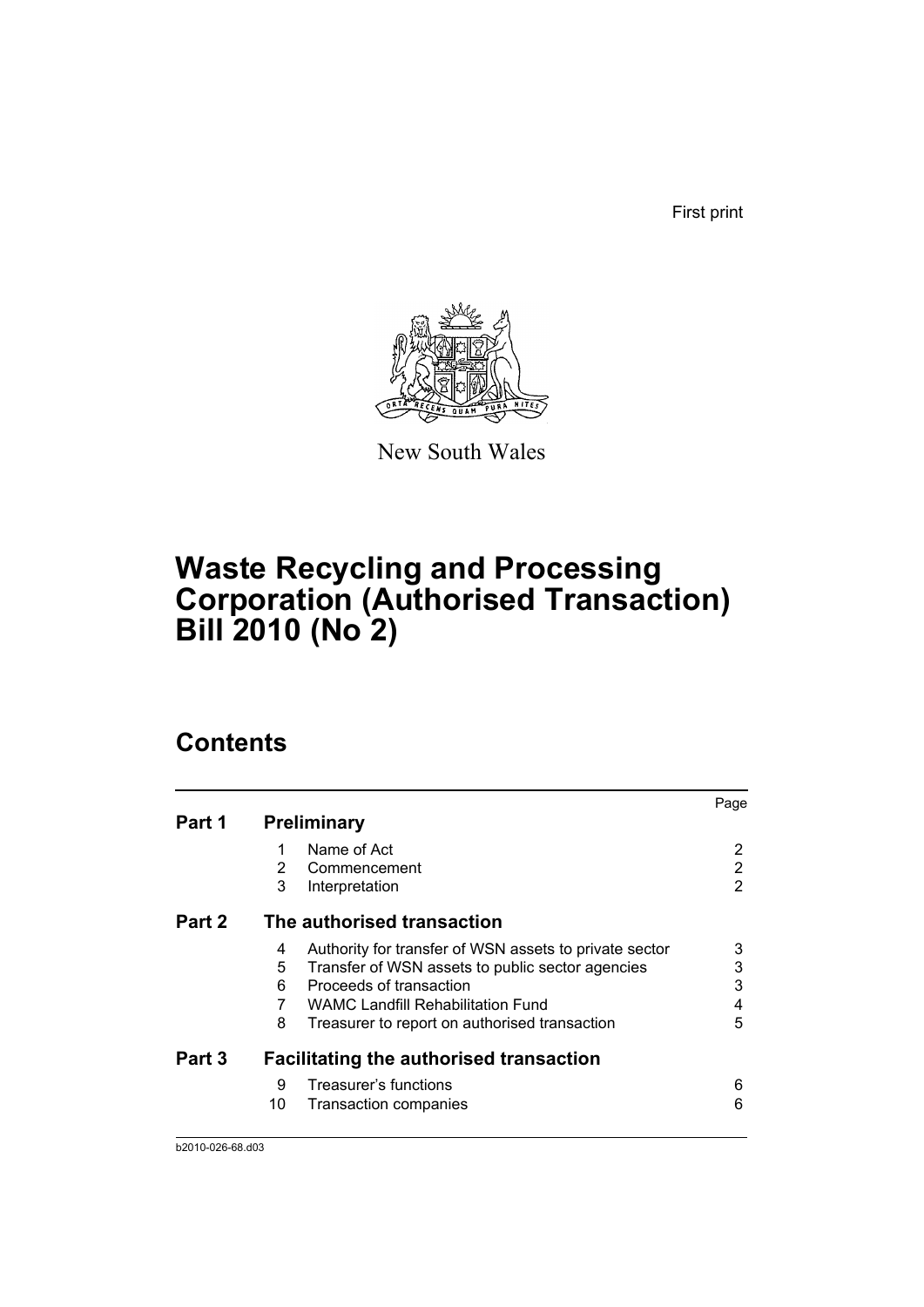First print

New South Wales

# Waste Recycling and Processing Corporation (Authorised Transaction) Bill 2010 (No 2)

## Contents

| | | | Page |
|---|---|---|---|
| **Part 1** | **Preliminary** | | |
| | 1 | Name of Act | 2 |
| | 2 | Commencement | 2 |
| | 3 | Interpretation | 2 |
| **Part 2** | **The authorised transaction** | | |
| | 4 | Authority for transfer of WSN assets to private sector | 3 |
| | 5 | Transfer of WSN assets to public sector agencies | 3 |
| | 6 | Proceeds of transaction | 3 |
| | 7 | WAMC Landfill Rehabilitation Fund | 4 |
| | 8 | Treasurer to report on authorised transaction | 5 |
| **Part 3** | **Facilitating the authorised transaction** | | |
| | 9 | Treasurer's functions | 6 |
| | 10 | Transaction companies | 6 |

b2010-026-68.d03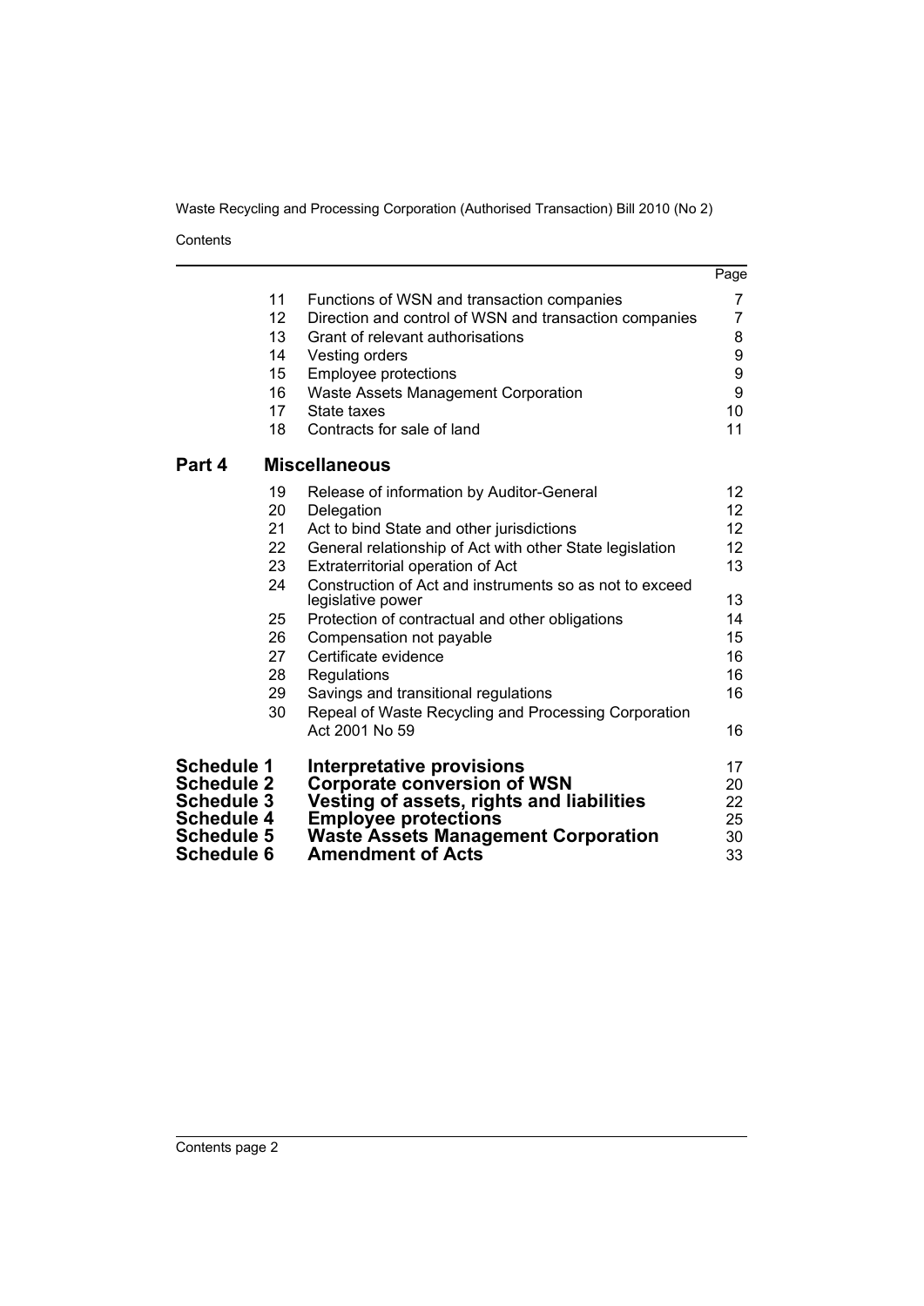| | | Page |
|---|---|---|
| 11 | Functions of WSN and transaction companies | 7 |
| 12 | Direction and control of WSN and transaction companies | 7 |
| 13 | Grant of relevant authorisations | 8 |
| 14 | Vesting orders | 9 |
| 15 | Employee protections | 9 |
| 16 | Waste Assets Management Corporation | 9 |
| 17 | State taxes | 10 |
| 18 | Contracts for sale of land | 11 |

## Part 4 Miscellaneous

| | | |
|---|---|---|
| 19 | Release of information by Auditor-General | 12 |
| 20 | Delegation | 12 |
| 21 | Act to bind State and other jurisdictions | 12 |
| 22 | General relationship of Act with other State legislation | 12 |
| 23 | Extraterritorial operation of Act | 13 |
| 24 | Construction of Act and instruments so as not to exceed legislative power | 13 |
| 25 | Protection of contractual and other obligations | 14 |
| 26 | Compensation not payable | 15 |
| 27 | Certificate evidence | 16 |
| 28 | Regulations | 16 |
| 29 | Savings and transitional regulations | 16 |
| 30 | Repeal of Waste Recycling and Processing Corporation Act 2001 No 59 | 16 |

| | | |
|---|---|---|
| **Schedule 1** | **Interpretative provisions** | 17 |
| **Schedule 2** | **Corporate conversion of WSN** | 20 |
| **Schedule 3** | **Vesting of assets, rights and liabilities** | 22 |
| **Schedule 4** | **Employee protections** | 25 |
| **Schedule 5** | **Waste Assets Management Corporation** | 30 |
| **Schedule 6** | **Amendment of Acts** | 33 |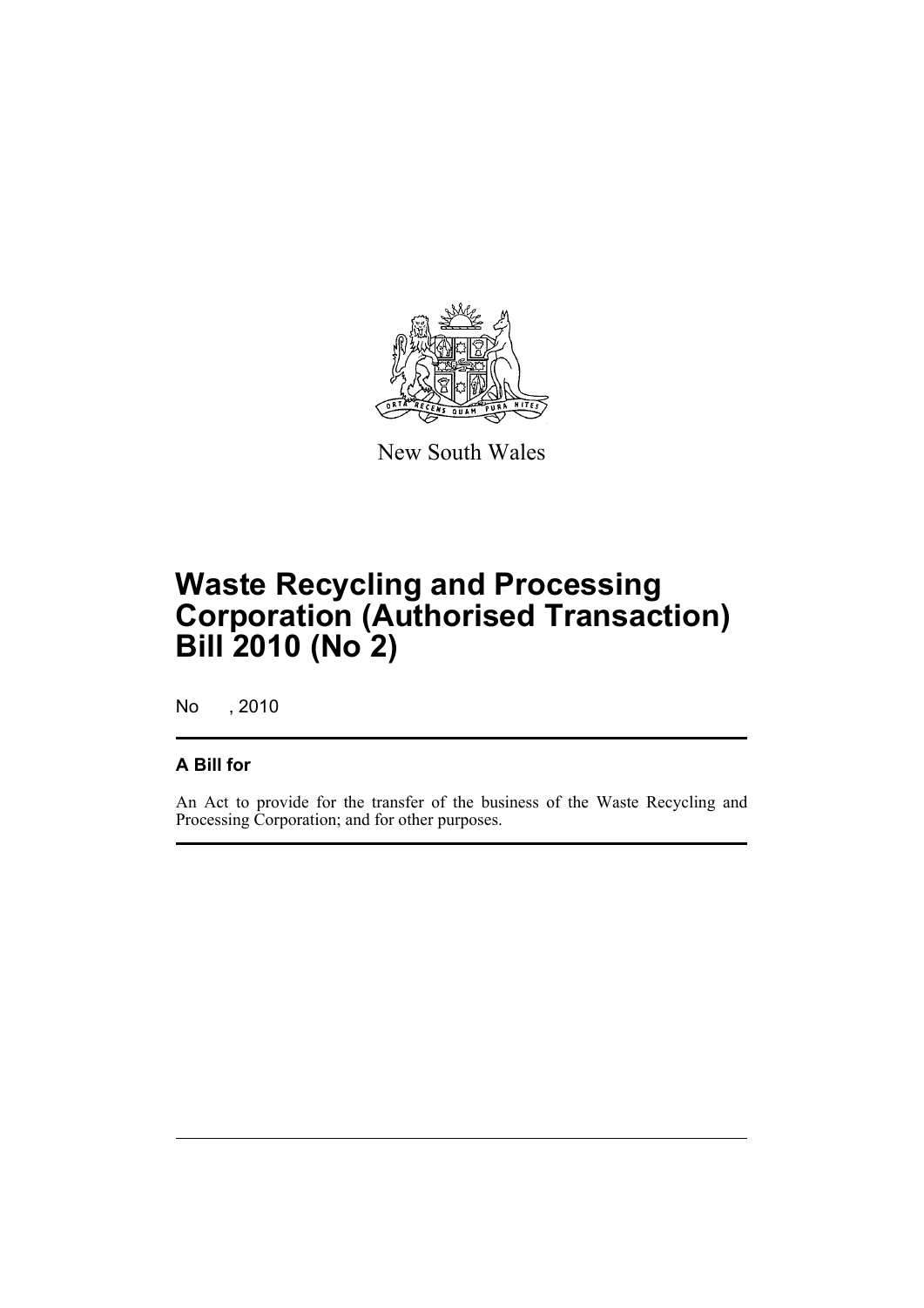New South Wales

# Waste Recycling and Processing Corporation (Authorised Transaction) Bill 2010 (No 2)

No , 2010

## A Bill for

An Act to provide for the transfer of the business of the Waste Recycling and Processing Corporation; and for other purposes.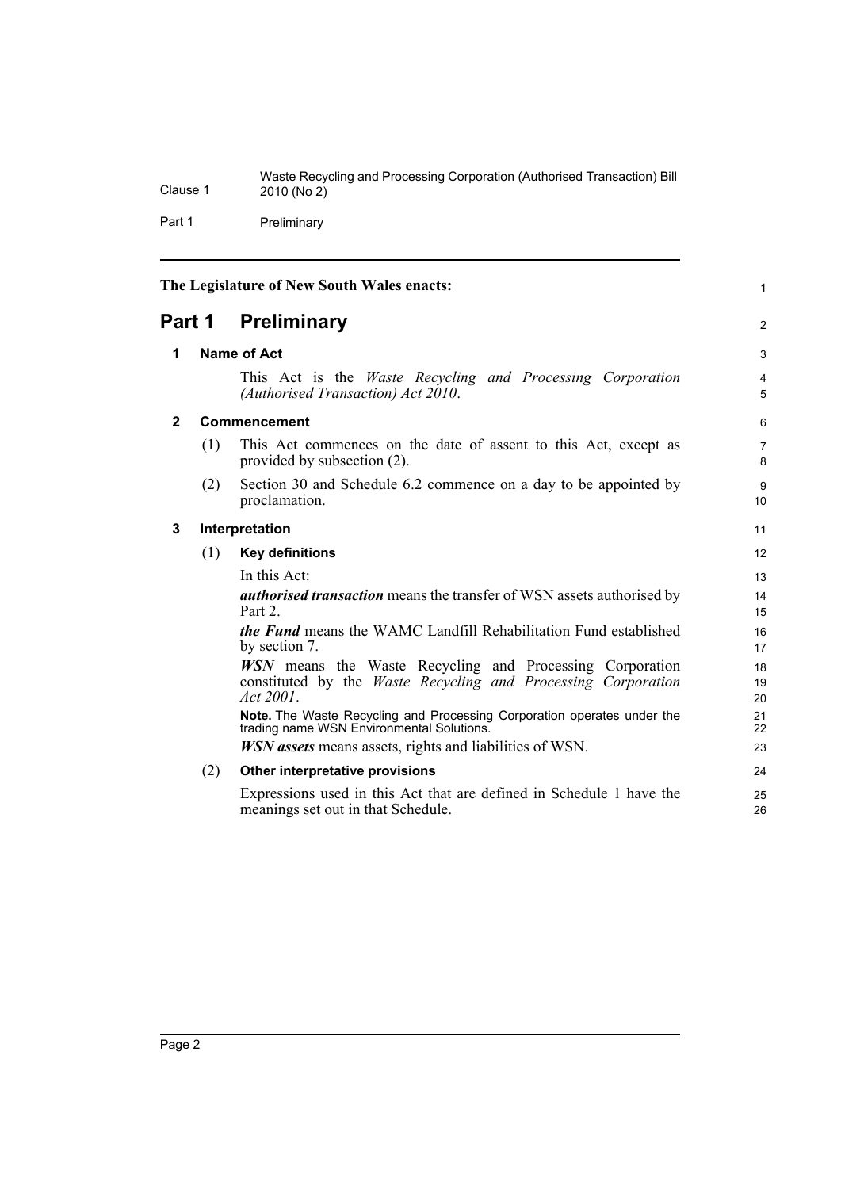The Legislature of New South Wales enacts:

# Part 1 Preliminary

## 1 Name of Act

This Act is the *Waste Recycling and Processing Corporation (Authorised Transaction) Act 2010*.

## 2 Commencement

(1) This Act commences on the date of assent to this Act, except as provided by subsection (2).

(2) Section 30 and Schedule 6.2 commence on a day to be appointed by proclamation.

## 3 Interpretation

(1) **Key definitions**

In this Act:

***authorised transaction*** means the transfer of WSN assets authorised by Part 2.

***the Fund*** means the WAMC Landfill Rehabilitation Fund established by section 7.

***WSN*** means the Waste Recycling and Processing Corporation constituted by the *Waste Recycling and Processing Corporation Act 2001*.

**Note.** The Waste Recycling and Processing Corporation operates under the trading name WSN Environmental Solutions.

***WSN assets*** means assets, rights and liabilities of WSN.

(2) **Other interpretative provisions**

Expressions used in this Act that are defined in Schedule 1 have the meanings set out in that Schedule.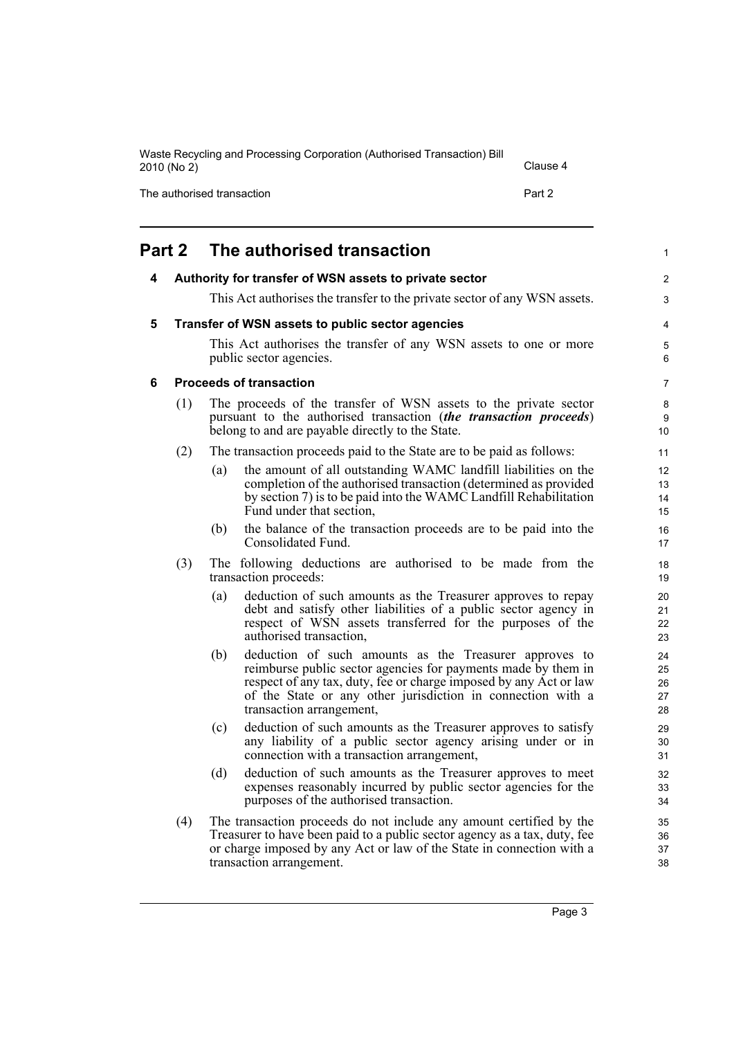# Part 2 The authorised transaction

## 4 Authority for transfer of WSN assets to private sector

This Act authorises the transfer to the private sector of any WSN assets.

## 5 Transfer of WSN assets to public sector agencies

This Act authorises the transfer of any WSN assets to one or more public sector agencies.

## 6 Proceeds of transaction

(1) The proceeds of the transfer of WSN assets to the private sector pursuant to the authorised transaction (***the transaction proceeds***) belong to and are payable directly to the State.

(2) The transaction proceeds paid to the State are to be paid as follows:

- (a) the amount of all outstanding WAMC landfill liabilities on the completion of the authorised transaction (determined as provided by section 7) is to be paid into the WAMC Landfill Rehabilitation Fund under that section,
- (b) the balance of the transaction proceeds are to be paid into the Consolidated Fund.

(3) The following deductions are authorised to be made from the transaction proceeds:

- (a) deduction of such amounts as the Treasurer approves to repay debt and satisfy other liabilities of a public sector agency in respect of WSN assets transferred for the purposes of the authorised transaction,
- (b) deduction of such amounts as the Treasurer approves to reimburse public sector agencies for payments made by them in respect of any tax, duty, fee or charge imposed by any Act or law of the State or any other jurisdiction in connection with a transaction arrangement,
- (c) deduction of such amounts as the Treasurer approves to satisfy any liability of a public sector agency arising under or in connection with a transaction arrangement,
- (d) deduction of such amounts as the Treasurer approves to meet expenses reasonably incurred by public sector agencies for the purposes of the authorised transaction.

(4) The transaction proceeds do not include any amount certified by the Treasurer to have been paid to a public sector agency as a tax, duty, fee or charge imposed by any Act or law of the State in connection with a transaction arrangement.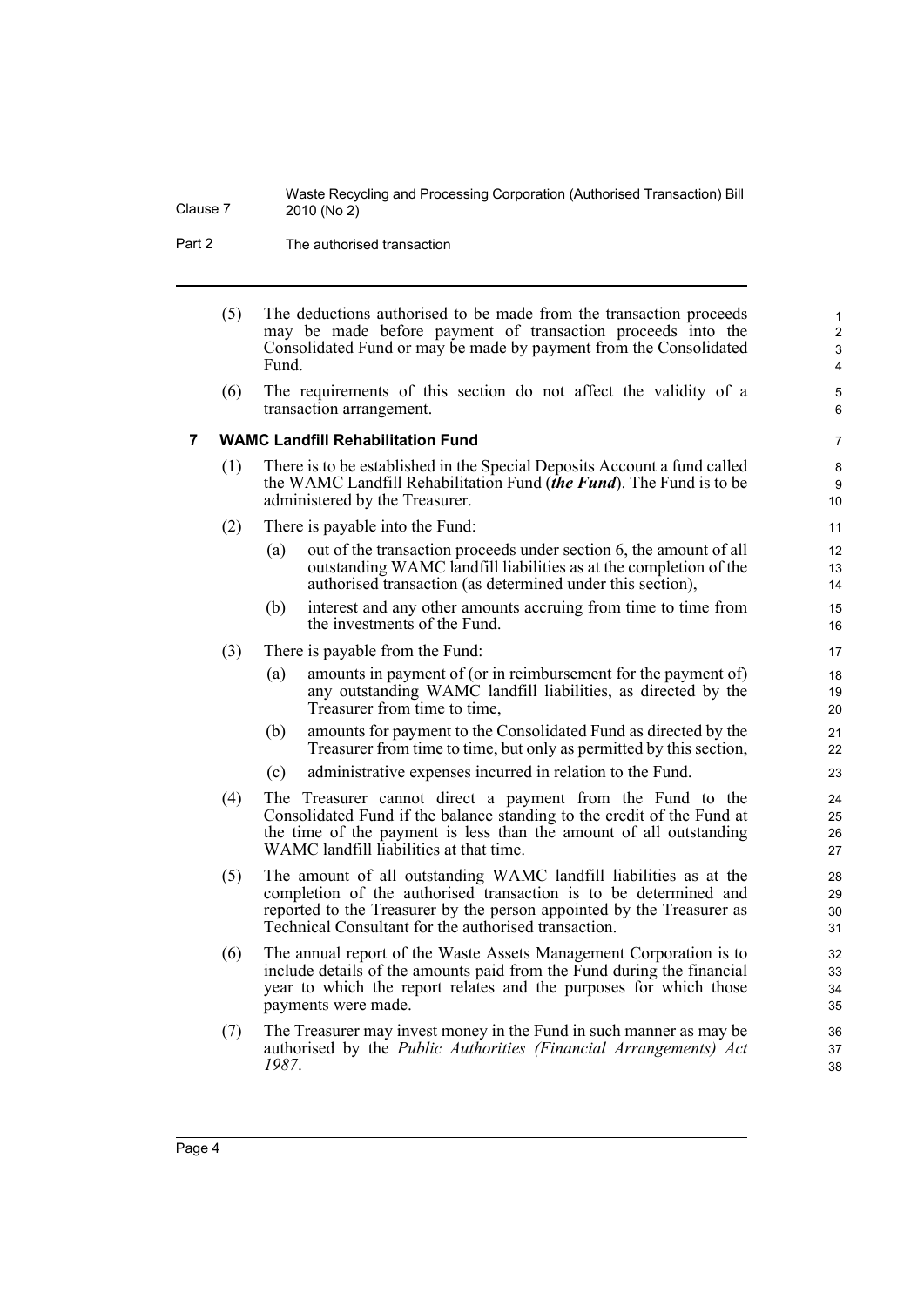(5) The deductions authorised to be made from the transaction proceeds may be made before payment of transaction proceeds into the Consolidated Fund or may be made by payment from the Consolidated Fund.

(6) The requirements of this section do not affect the validity of a transaction arrangement.

### 7 WAMC Landfill Rehabilitation Fund

(1) There is to be established in the Special Deposits Account a fund called the WAMC Landfill Rehabilitation Fund (***the Fund***). The Fund is to be administered by the Treasurer.

(2) There is payable into the Fund:

- (a) out of the transaction proceeds under section 6, the amount of all outstanding WAMC landfill liabilities as at the completion of the authorised transaction (as determined under this section),
- (b) interest and any other amounts accruing from time to time from the investments of the Fund.

(3) There is payable from the Fund:

- (a) amounts in payment of (or in reimbursement for the payment of) any outstanding WAMC landfill liabilities, as directed by the Treasurer from time to time,
- (b) amounts for payment to the Consolidated Fund as directed by the Treasurer from time to time, but only as permitted by this section,
- (c) administrative expenses incurred in relation to the Fund.

(4) The Treasurer cannot direct a payment from the Fund to the Consolidated Fund if the balance standing to the credit of the Fund at the time of the payment is less than the amount of all outstanding WAMC landfill liabilities at that time.

(5) The amount of all outstanding WAMC landfill liabilities as at the completion of the authorised transaction is to be determined and reported to the Treasurer by the person appointed by the Treasurer as Technical Consultant for the authorised transaction.

(6) The annual report of the Waste Assets Management Corporation is to include details of the amounts paid from the Fund during the financial year to which the report relates and the purposes for which those payments were made.

(7) The Treasurer may invest money in the Fund in such manner as may be authorised by the *Public Authorities (Financial Arrangements) Act 1987*.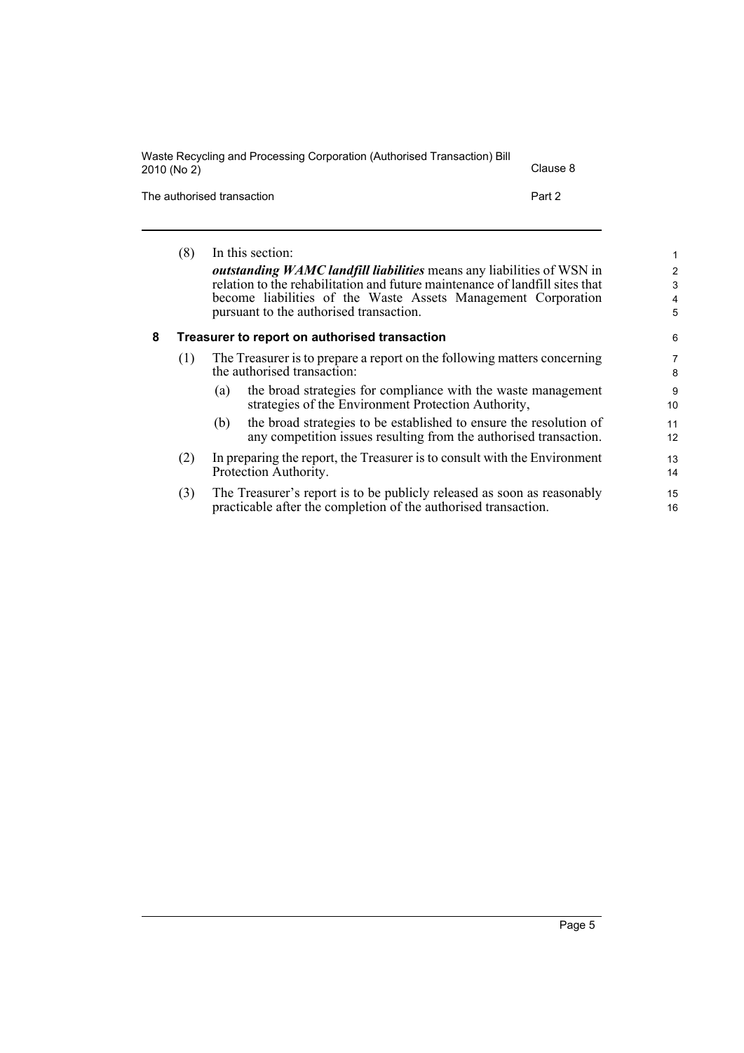(8) In this section:

***outstanding WAMC landfill liabilities*** means any liabilities of WSN in relation to the rehabilitation and future maintenance of landfill sites that become liabilities of the Waste Assets Management Corporation pursuant to the authorised transaction.

### 8 Treasurer to report on authorised transaction

(1) The Treasurer is to prepare a report on the following matters concerning the authorised transaction:

- (a) the broad strategies for compliance with the waste management strategies of the Environment Protection Authority,
- (b) the broad strategies to be established to ensure the resolution of any competition issues resulting from the authorised transaction.

(2) In preparing the report, the Treasurer is to consult with the Environment Protection Authority.

(3) The Treasurer's report is to be publicly released as soon as reasonably practicable after the completion of the authorised transaction.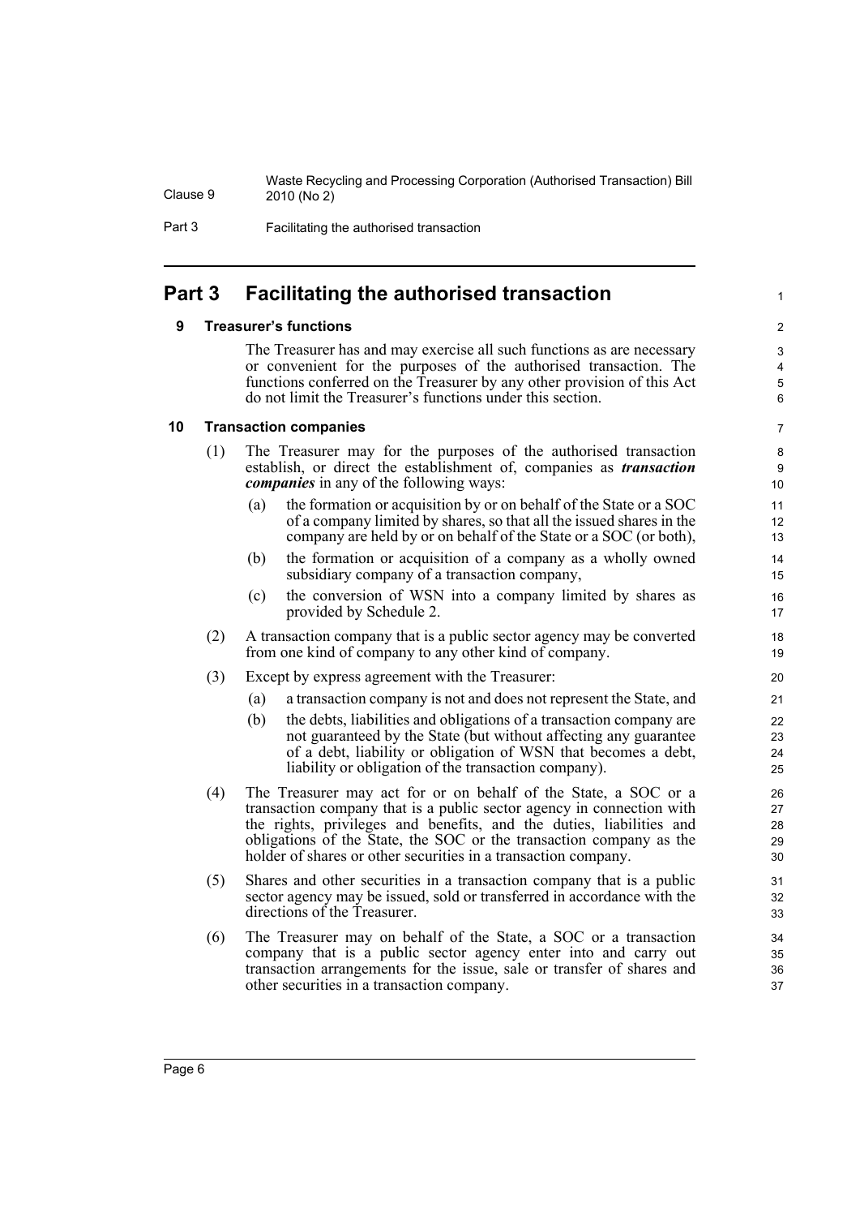## Part 3 Facilitating the authorised transaction

### 9 Treasurer's functions

The Treasurer has and may exercise all such functions as are necessary or convenient for the purposes of the authorised transaction. The functions conferred on the Treasurer by any other provision of this Act do not limit the Treasurer's functions under this section.

### 10 Transaction companies

(1) The Treasurer may for the purposes of the authorised transaction establish, or direct the establishment of, companies as ***transaction companies*** in any of the following ways:

- (a) the formation or acquisition by or on behalf of the State or a SOC of a company limited by shares, so that all the issued shares in the company are held by or on behalf of the State or a SOC (or both),
- (b) the formation or acquisition of a company as a wholly owned subsidiary company of a transaction company,
- (c) the conversion of WSN into a company limited by shares as provided by Schedule 2.

(2) A transaction company that is a public sector agency may be converted from one kind of company to any other kind of company.

(3) Except by express agreement with the Treasurer:

- (a) a transaction company is not and does not represent the State, and
- (b) the debts, liabilities and obligations of a transaction company are not guaranteed by the State (but without affecting any guarantee of a debt, liability or obligation of WSN that becomes a debt, liability or obligation of the transaction company).

(4) The Treasurer may act for or on behalf of the State, a SOC or a transaction company that is a public sector agency in connection with the rights, privileges and benefits, and the duties, liabilities and obligations of the State, the SOC or the transaction company as the holder of shares or other securities in a transaction company.

(5) Shares and other securities in a transaction company that is a public sector agency may be issued, sold or transferred in accordance with the directions of the Treasurer.

(6) The Treasurer may on behalf of the State, a SOC or a transaction company that is a public sector agency enter into and carry out transaction arrangements for the issue, sale or transfer of shares and other securities in a transaction company.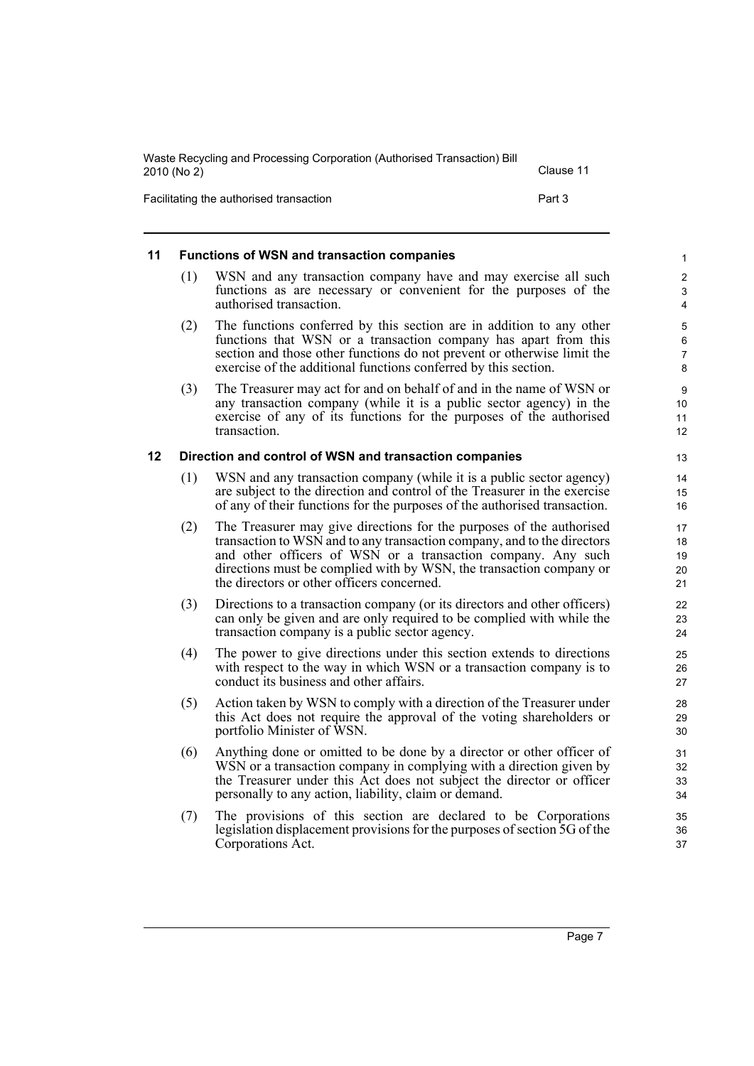## 11 Functions of WSN and transaction companies

(1) WSN and any transaction company have and may exercise all such functions as are necessary or convenient for the purposes of the authorised transaction.

(2) The functions conferred by this section are in addition to any other functions that WSN or a transaction company has apart from this section and those other functions do not prevent or otherwise limit the exercise of the additional functions conferred by this section.

(3) The Treasurer may act for and on behalf of and in the name of WSN or any transaction company (while it is a public sector agency) in the exercise of any of its functions for the purposes of the authorised transaction.

## 12 Direction and control of WSN and transaction companies

(1) WSN and any transaction company (while it is a public sector agency) are subject to the direction and control of the Treasurer in the exercise of any of their functions for the purposes of the authorised transaction.

(2) The Treasurer may give directions for the purposes of the authorised transaction to WSN and to any transaction company, and to the directors and other officers of WSN or a transaction company. Any such directions must be complied with by WSN, the transaction company or the directors or other officers concerned.

(3) Directions to a transaction company (or its directors and other officers) can only be given and are only required to be complied with while the transaction company is a public sector agency.

(4) The power to give directions under this section extends to directions with respect to the way in which WSN or a transaction company is to conduct its business and other affairs.

(5) Action taken by WSN to comply with a direction of the Treasurer under this Act does not require the approval of the voting shareholders or portfolio Minister of WSN.

(6) Anything done or omitted to be done by a director or other officer of WSN or a transaction company in complying with a direction given by the Treasurer under this Act does not subject the director or officer personally to any action, liability, claim or demand.

(7) The provisions of this section are declared to be Corporations legislation displacement provisions for the purposes of section 5G of the Corporations Act.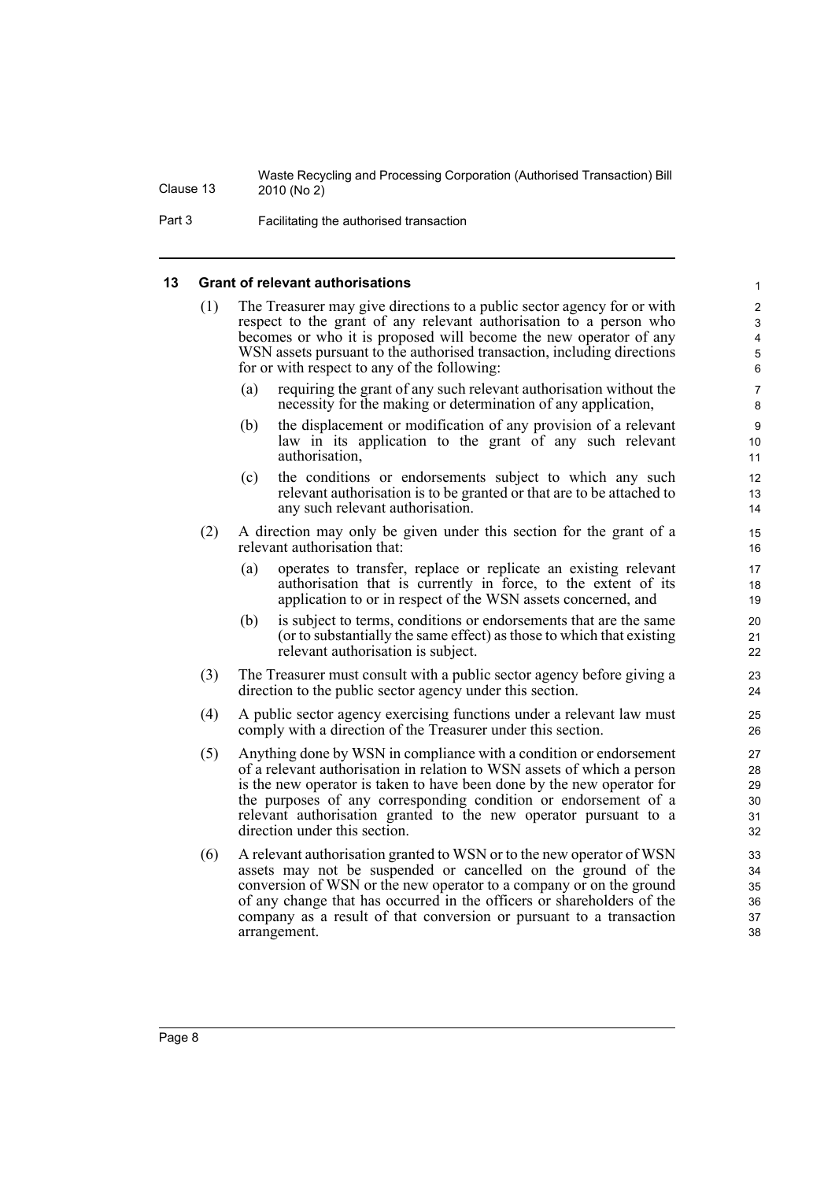## 13 Grant of relevant authorisations

(1) The Treasurer may give directions to a public sector agency for or with respect to the grant of any relevant authorisation to a person who becomes or who it is proposed will become the new operator of any WSN assets pursuant to the authorised transaction, including directions for or with respect to any of the following:

(a) requiring the grant of any such relevant authorisation without the necessity for the making or determination of any application,

(b) the displacement or modification of any provision of a relevant law in its application to the grant of any such relevant authorisation,

(c) the conditions or endorsements subject to which any such relevant authorisation is to be granted or that are to be attached to any such relevant authorisation.

(2) A direction may only be given under this section for the grant of a relevant authorisation that:

(a) operates to transfer, replace or replicate an existing relevant authorisation that is currently in force, to the extent of its application to or in respect of the WSN assets concerned, and

(b) is subject to terms, conditions or endorsements that are the same (or to substantially the same effect) as those to which that existing relevant authorisation is subject.

(3) The Treasurer must consult with a public sector agency before giving a direction to the public sector agency under this section.

(4) A public sector agency exercising functions under a relevant law must comply with a direction of the Treasurer under this section.

(5) Anything done by WSN in compliance with a condition or endorsement of a relevant authorisation in relation to WSN assets of which a person is the new operator is taken to have been done by the new operator for the purposes of any corresponding condition or endorsement of a relevant authorisation granted to the new operator pursuant to a direction under this section.

(6) A relevant authorisation granted to WSN or to the new operator of WSN assets may not be suspended or cancelled on the ground of the conversion of WSN or the new operator to a company or on the ground of any change that has occurred in the officers or shareholders of the company as a result of that conversion or pursuant to a transaction arrangement.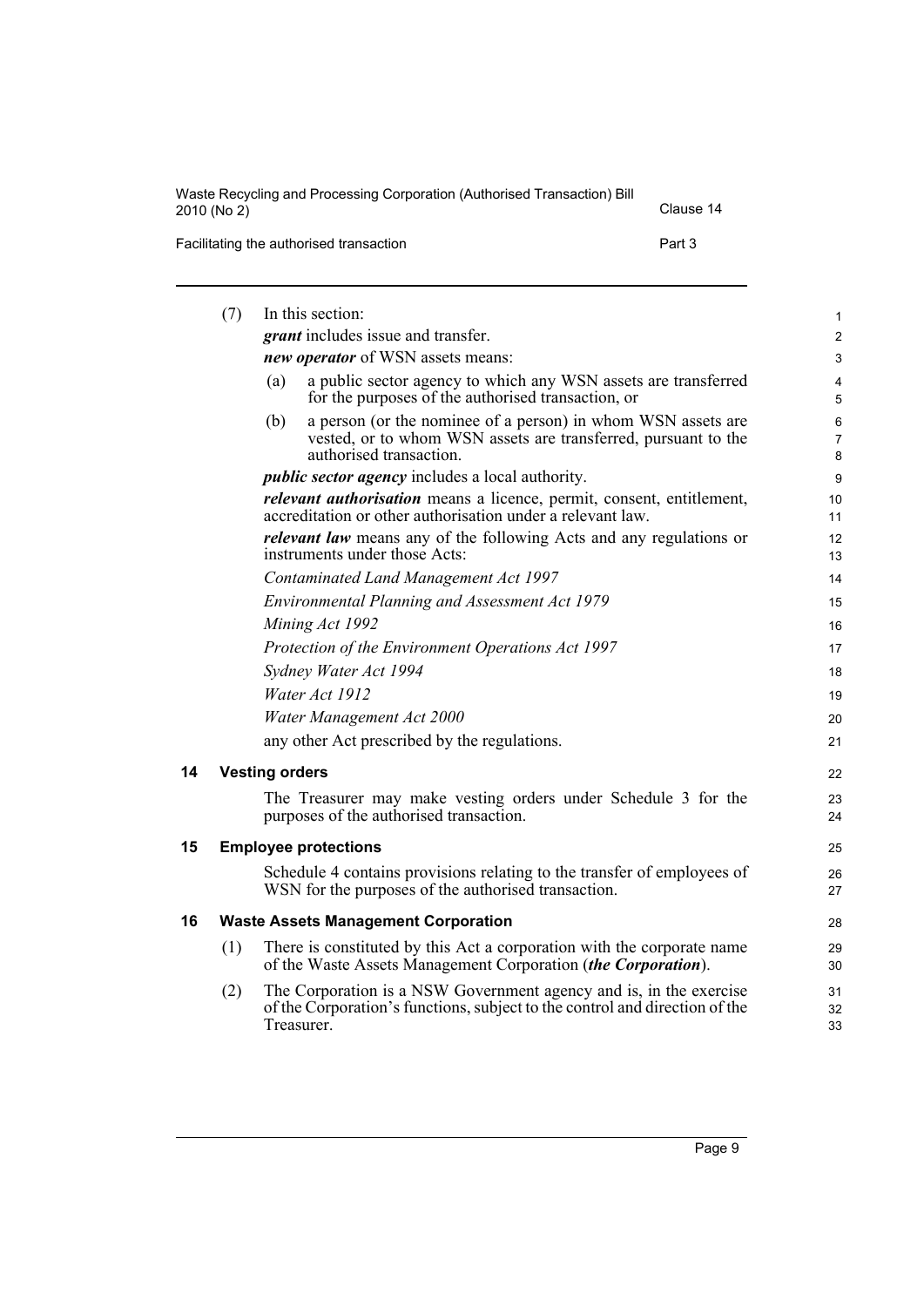(7) In this section:

***grant*** includes issue and transfer.

***new operator*** of WSN assets means:

(a) a public sector agency to which any WSN assets are transferred for the purposes of the authorised transaction, or

(b) a person (or the nominee of a person) in whom WSN assets are vested, or to whom WSN assets are transferred, pursuant to the authorised transaction.

***public sector agency*** includes a local authority.

***relevant authorisation*** means a licence, permit, consent, entitlement, accreditation or other authorisation under a relevant law.

***relevant law*** means any of the following Acts and any regulations or instruments under those Acts:

*Contaminated Land Management Act 1997*

*Environmental Planning and Assessment Act 1979*

*Mining Act 1992*

*Protection of the Environment Operations Act 1997*

*Sydney Water Act 1994*

*Water Act 1912*

*Water Management Act 2000*

any other Act prescribed by the regulations.

## 14 Vesting orders

The Treasurer may make vesting orders under Schedule 3 for the purposes of the authorised transaction.

## 15 Employee protections

Schedule 4 contains provisions relating to the transfer of employees of WSN for the purposes of the authorised transaction.

## 16 Waste Assets Management Corporation

(1) There is constituted by this Act a corporation with the corporate name of the Waste Assets Management Corporation (***the Corporation***).

(2) The Corporation is a NSW Government agency and is, in the exercise of the Corporation's functions, subject to the control and direction of the Treasurer.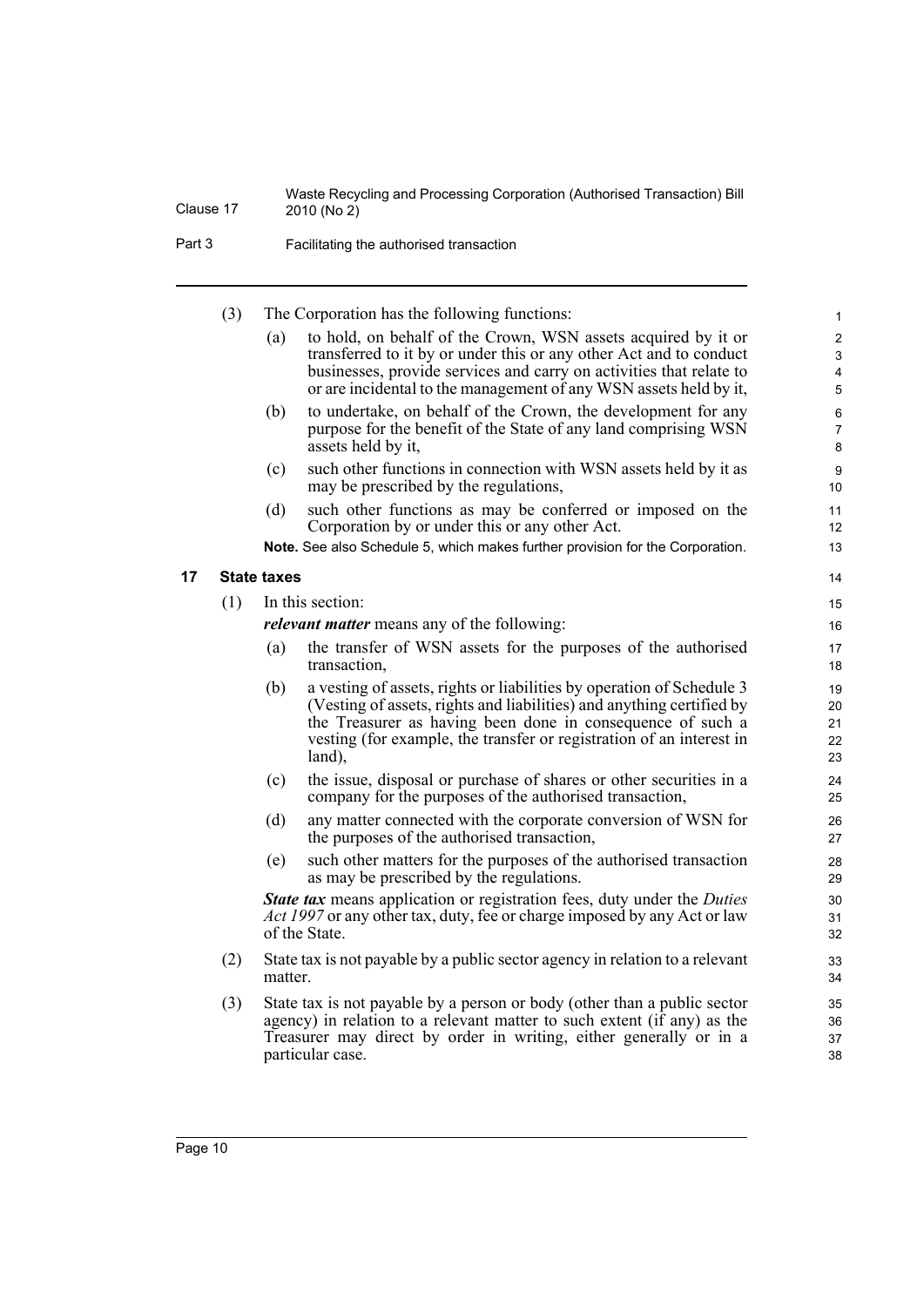(3) The Corporation has the following functions:

- (a) to hold, on behalf of the Crown, WSN assets acquired by it or transferred to it by or under this or any other Act and to conduct businesses, provide services and carry on activities that relate to or are incidental to the management of any WSN assets held by it,
- (b) to undertake, on behalf of the Crown, the development for any purpose for the benefit of the State of any land comprising WSN assets held by it,
- (c) such other functions in connection with WSN assets held by it as may be prescribed by the regulations,
- (d) such other functions as may be conferred or imposed on the Corporation by or under this or any other Act.

**Note.** See also Schedule 5, which makes further provision for the Corporation.

### 17 State taxes

(1) In this section:

***relevant matter*** means any of the following:

- (a) the transfer of WSN assets for the purposes of the authorised transaction,
- (b) a vesting of assets, rights or liabilities by operation of Schedule 3 (Vesting of assets, rights and liabilities) and anything certified by the Treasurer as having been done in consequence of such a vesting (for example, the transfer or registration of an interest in land),
- (c) the issue, disposal or purchase of shares or other securities in a company for the purposes of the authorised transaction,
- (d) any matter connected with the corporate conversion of WSN for the purposes of the authorised transaction,
- (e) such other matters for the purposes of the authorised transaction as may be prescribed by the regulations.

***State tax*** means application or registration fees, duty under the *Duties Act 1997* or any other tax, duty, fee or charge imposed by any Act or law of the State.

(2) State tax is not payable by a public sector agency in relation to a relevant matter.

(3) State tax is not payable by a person or body (other than a public sector agency) in relation to a relevant matter to such extent (if any) as the Treasurer may direct by order in writing, either generally or in a particular case.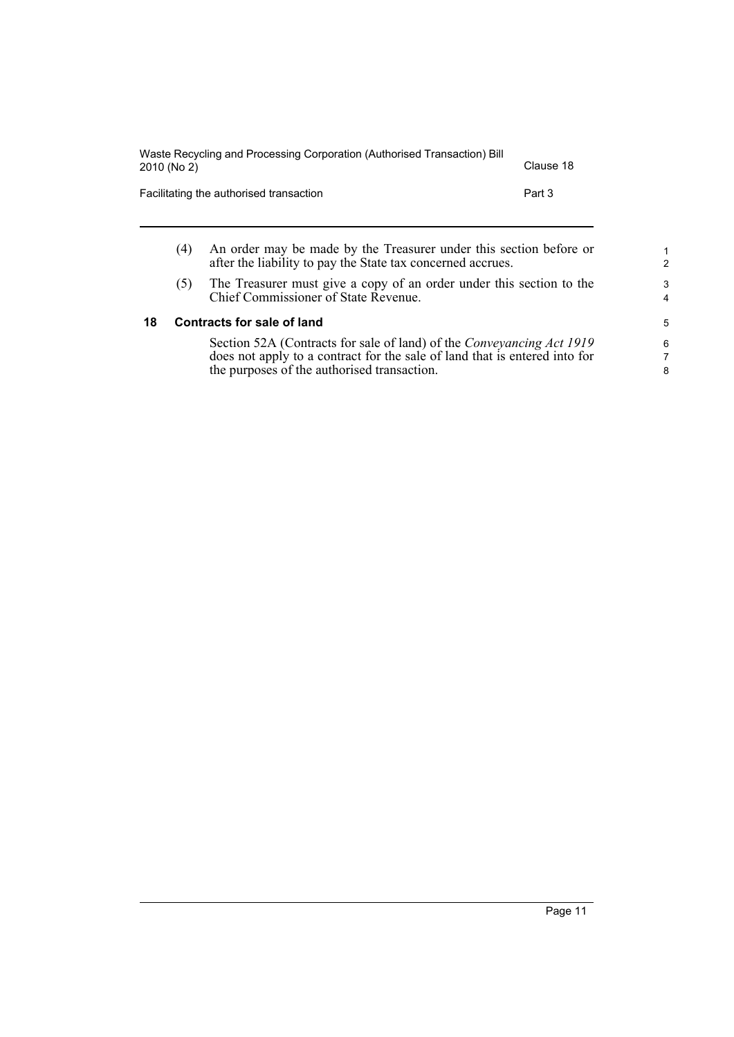(4) An order may be made by the Treasurer under this section before or after the liability to pay the State tax concerned accrues.

(5) The Treasurer must give a copy of an order under this section to the Chief Commissioner of State Revenue.

### 18 Contracts for sale of land

Section 52A (Contracts for sale of land) of the *Conveyancing Act 1919* does not apply to a contract for the sale of land that is entered into for the purposes of the authorised transaction.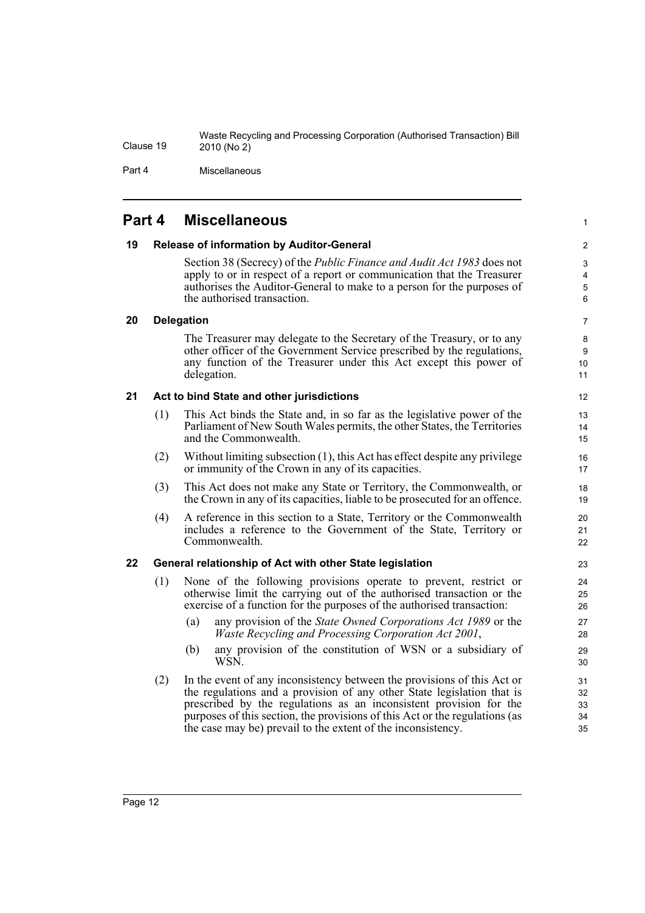# Part 4 Miscellaneous

### 19 Release of information by Auditor-General

Section 38 (Secrecy) of the *Public Finance and Audit Act 1983* does not apply to or in respect of a report or communication that the Treasurer authorises the Auditor-General to make to a person for the purposes of the authorised transaction.

### 20 Delegation

The Treasurer may delegate to the Secretary of the Treasury, or to any other officer of the Government Service prescribed by the regulations, any function of the Treasurer under this Act except this power of delegation.

### 21 Act to bind State and other jurisdictions

(1) This Act binds the State and, in so far as the legislative power of the Parliament of New South Wales permits, the other States, the Territories and the Commonwealth.

(2) Without limiting subsection (1), this Act has effect despite any privilege or immunity of the Crown in any of its capacities.

(3) This Act does not make any State or Territory, the Commonwealth, or the Crown in any of its capacities, liable to be prosecuted for an offence.

(4) A reference in this section to a State, Territory or the Commonwealth includes a reference to the Government of the State, Territory or Commonwealth.

### 22 General relationship of Act with other State legislation

(1) None of the following provisions operate to prevent, restrict or otherwise limit the carrying out of the authorised transaction or the exercise of a function for the purposes of the authorised transaction:

- (a) any provision of the *State Owned Corporations Act 1989* or the *Waste Recycling and Processing Corporation Act 2001*,
- (b) any provision of the constitution of WSN or a subsidiary of WSN.

(2) In the event of any inconsistency between the provisions of this Act or the regulations and a provision of any other State legislation that is prescribed by the regulations as an inconsistent provision for the purposes of this section, the provisions of this Act or the regulations (as the case may be) prevail to the extent of the inconsistency.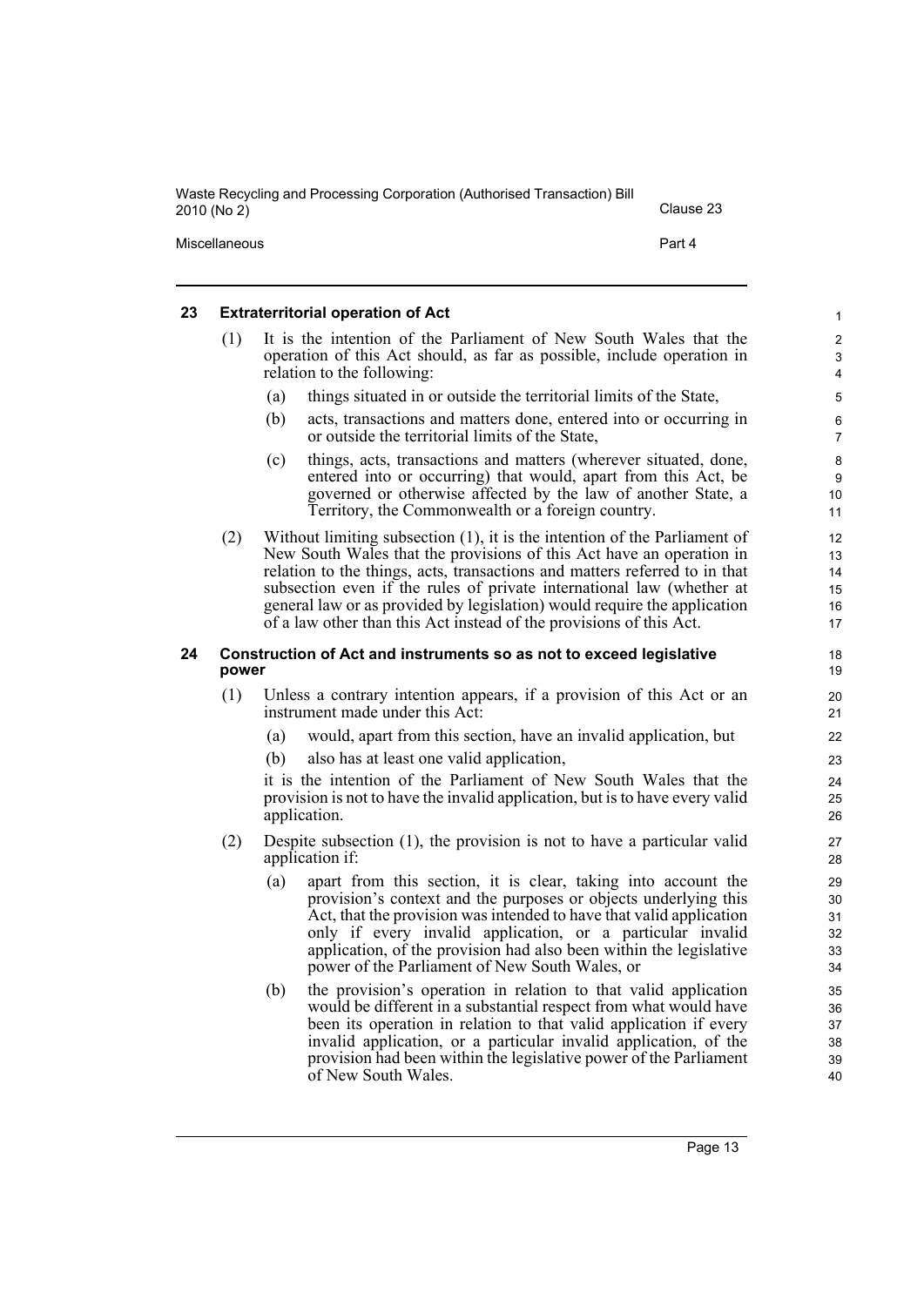## 23 Extraterritorial operation of Act

(1) It is the intention of the Parliament of New South Wales that the operation of this Act should, as far as possible, include operation in relation to the following:

(a) things situated in or outside the territorial limits of the State,

(b) acts, transactions and matters done, entered into or occurring in or outside the territorial limits of the State,

(c) things, acts, transactions and matters (wherever situated, done, entered into or occurring) that would, apart from this Act, be governed or otherwise affected by the law of another State, a Territory, the Commonwealth or a foreign country.

(2) Without limiting subsection (1), it is the intention of the Parliament of New South Wales that the provisions of this Act have an operation in relation to the things, acts, transactions and matters referred to in that subsection even if the rules of private international law (whether at general law or as provided by legislation) would require the application of a law other than this Act instead of the provisions of this Act.

## 24 Construction of Act and instruments so as not to exceed legislative power

(1) Unless a contrary intention appears, if a provision of this Act or an instrument made under this Act:

(a) would, apart from this section, have an invalid application, but

(b) also has at least one valid application,

it is the intention of the Parliament of New South Wales that the provision is not to have the invalid application, but is to have every valid application.

(2) Despite subsection (1), the provision is not to have a particular valid application if:

(a) apart from this section, it is clear, taking into account the provision's context and the purposes or objects underlying this Act, that the provision was intended to have that valid application only if every invalid application, or a particular invalid application, of the provision had also been within the legislative power of the Parliament of New South Wales, or

(b) the provision's operation in relation to that valid application would be different in a substantial respect from what would have been its operation in relation to that valid application if every invalid application, or a particular invalid application, of the provision had been within the legislative power of the Parliament of New South Wales.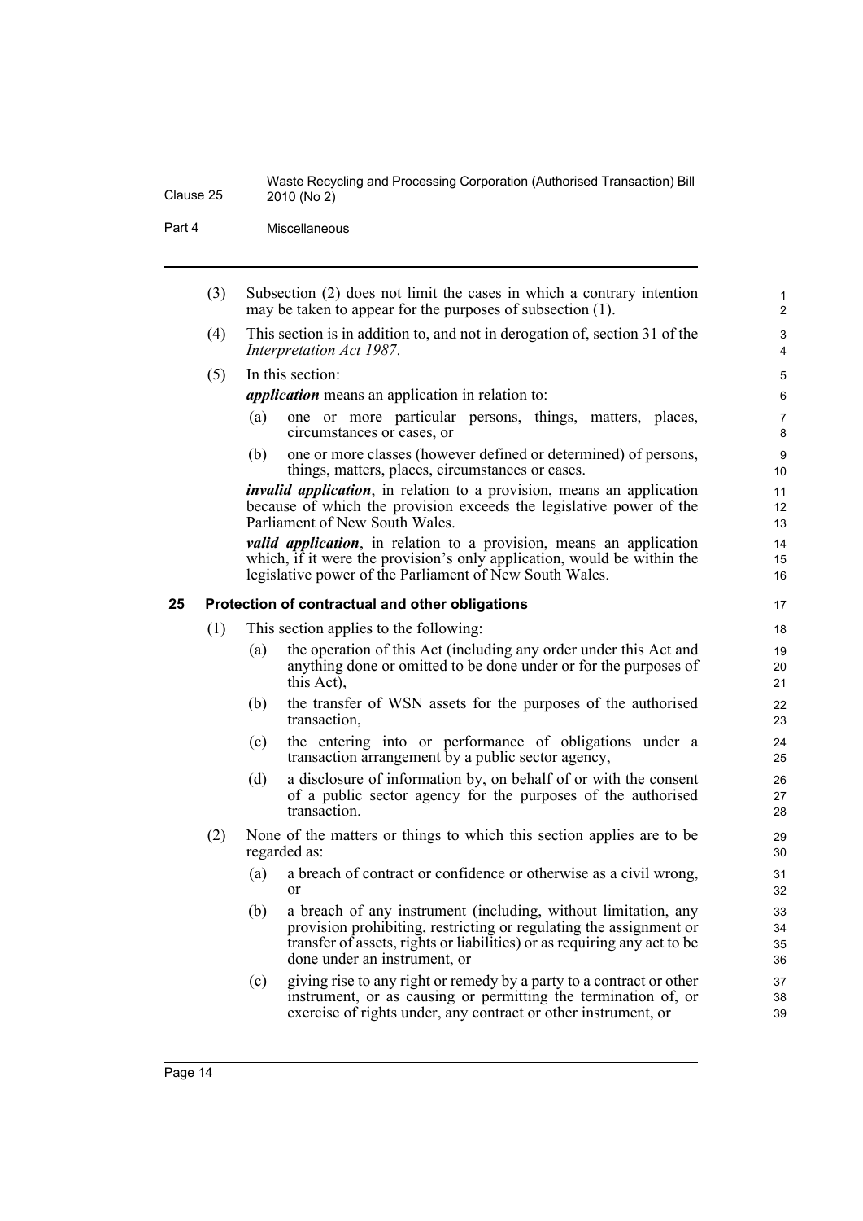(3) Subsection (2) does not limit the cases in which a contrary intention may be taken to appear for the purposes of subsection (1).

(4) This section is in addition to, and not in derogation of, section 31 of the *Interpretation Act 1987*.

(5) In this section:

***application*** means an application in relation to:

(a) one or more particular persons, things, matters, places, circumstances or cases, or

(b) one or more classes (however defined or determined) of persons, things, matters, places, circumstances or cases.

***invalid application***, in relation to a provision, means an application because of which the provision exceeds the legislative power of the Parliament of New South Wales.

***valid application***, in relation to a provision, means an application which, if it were the provision's only application, would be within the legislative power of the Parliament of New South Wales.

## 25 Protection of contractual and other obligations

(1) This section applies to the following:

(a) the operation of this Act (including any order under this Act and anything done or omitted to be done under or for the purposes of this Act),

(b) the transfer of WSN assets for the purposes of the authorised transaction,

(c) the entering into or performance of obligations under a transaction arrangement by a public sector agency,

(d) a disclosure of information by, on behalf of or with the consent of a public sector agency for the purposes of the authorised transaction.

(2) None of the matters or things to which this section applies are to be regarded as:

(a) a breach of contract or confidence or otherwise as a civil wrong, or

(b) a breach of any instrument (including, without limitation, any provision prohibiting, restricting or regulating the assignment or transfer of assets, rights or liabilities) or as requiring any act to be done under an instrument, or

(c) giving rise to any right or remedy by a party to a contract or other instrument, or as causing or permitting the termination of, or exercise of rights under, any contract or other instrument, or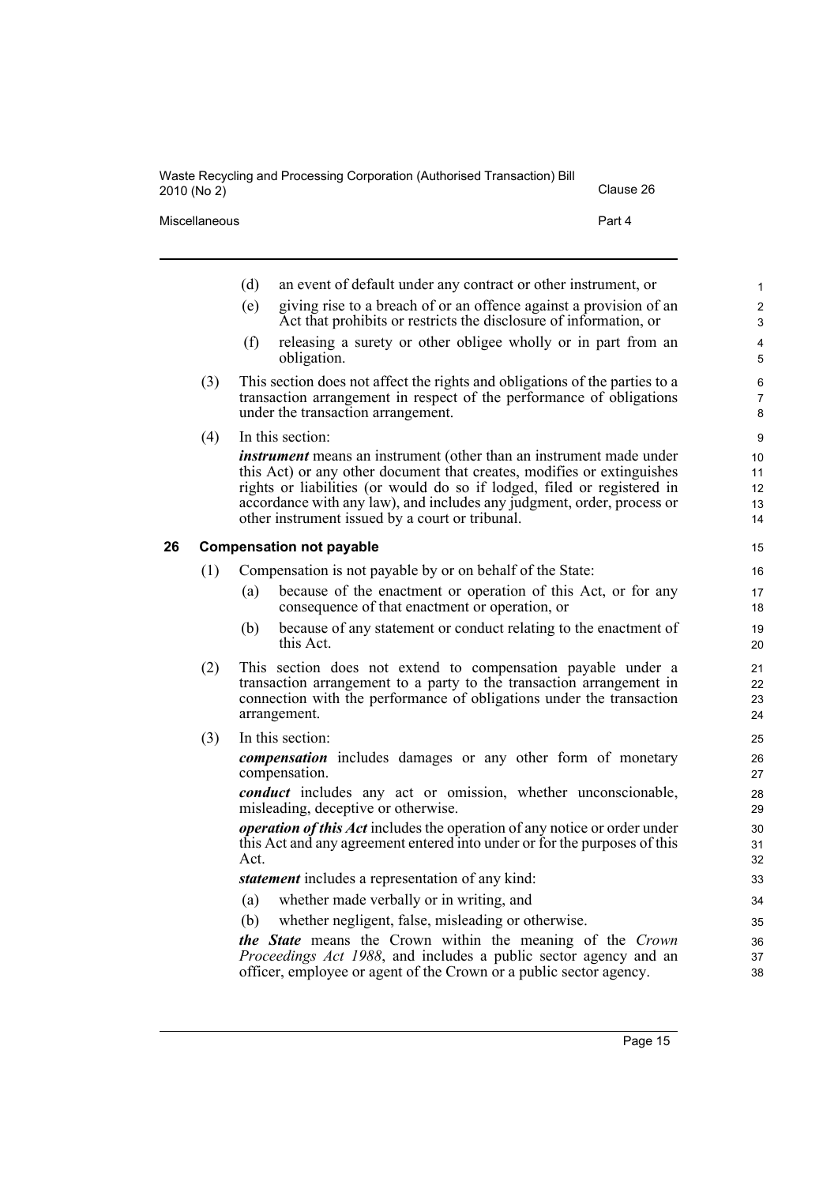(d) an event of default under any contract or other instrument, or

(e) giving rise to a breach of or an offence against a provision of an Act that prohibits or restricts the disclosure of information, or

(f) releasing a surety or other obligee wholly or in part from an obligation.

(3) This section does not affect the rights and obligations of the parties to a transaction arrangement in respect of the performance of obligations under the transaction arrangement.

(4) In this section:

***instrument*** means an instrument (other than an instrument made under this Act) or any other document that creates, modifies or extinguishes rights or liabilities (or would do so if lodged, filed or registered in accordance with any law), and includes any judgment, order, process or other instrument issued by a court or tribunal.

## 26 Compensation not payable

(1) Compensation is not payable by or on behalf of the State:

(a) because of the enactment or operation of this Act, or for any consequence of that enactment or operation, or

(b) because of any statement or conduct relating to the enactment of this Act.

(2) This section does not extend to compensation payable under a transaction arrangement to a party to the transaction arrangement in connection with the performance of obligations under the transaction arrangement.

(3) In this section:

***compensation*** includes damages or any other form of monetary compensation.

***conduct*** includes any act or omission, whether unconscionable, misleading, deceptive or otherwise.

***operation of this Act*** includes the operation of any notice or order under this Act and any agreement entered into under or for the purposes of this Act.

***statement*** includes a representation of any kind:

(a) whether made verbally or in writing, and

(b) whether negligent, false, misleading or otherwise.

***the State*** means the Crown within the meaning of the *Crown Proceedings Act 1988*, and includes a public sector agency and an officer, employee or agent of the Crown or a public sector agency.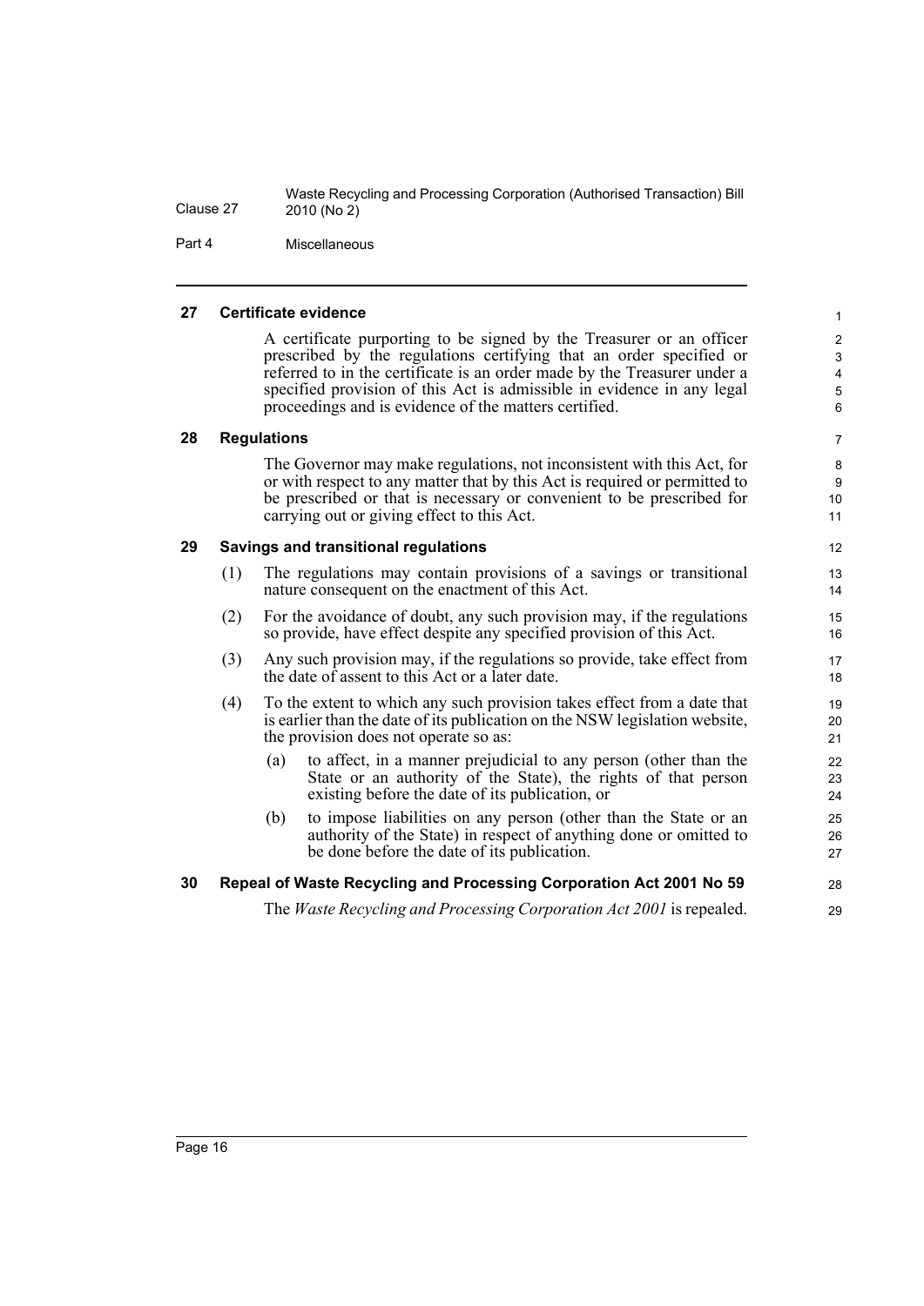#### 27 Certificate evidence

A certificate purporting to be signed by the Treasurer or an officer prescribed by the regulations certifying that an order specified or referred to in the certificate is an order made by the Treasurer under a specified provision of this Act is admissible in evidence in any legal proceedings and is evidence of the matters certified.

#### 28 Regulations

The Governor may make regulations, not inconsistent with this Act, for or with respect to any matter that by this Act is required or permitted to be prescribed or that is necessary or convenient to be prescribed for carrying out or giving effect to this Act.

#### 29 Savings and transitional regulations

(1) The regulations may contain provisions of a savings or transitional nature consequent on the enactment of this Act.

(2) For the avoidance of doubt, any such provision may, if the regulations so provide, have effect despite any specified provision of this Act.

(3) Any such provision may, if the regulations so provide, take effect from the date of assent to this Act or a later date.

(4) To the extent to which any such provision takes effect from a date that is earlier than the date of its publication on the NSW legislation website, the provision does not operate so as:

- (a) to affect, in a manner prejudicial to any person (other than the State or an authority of the State), the rights of that person existing before the date of its publication, or
- (b) to impose liabilities on any person (other than the State or an authority of the State) in respect of anything done or omitted to be done before the date of its publication.

#### 30 Repeal of Waste Recycling and Processing Corporation Act 2001 No 59

The *Waste Recycling and Processing Corporation Act 2001* is repealed.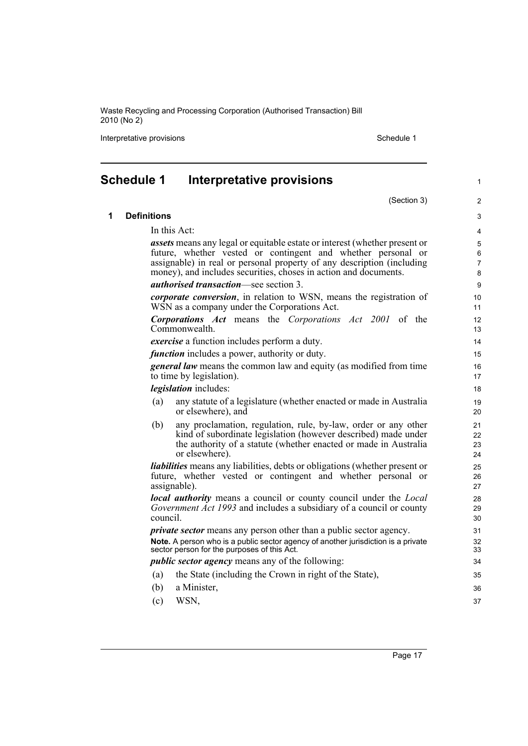# Schedule 1 Interpretative provisions

(Section 3)

## 1 Definitions

In this Act:

***assets*** means any legal or equitable estate or interest (whether present or future, whether vested or contingent and whether personal or assignable) in real or personal property of any description (including money), and includes securities, choses in action and documents.

***authorised transaction***—see section 3.

***corporate conversion***, in relation to WSN, means the registration of WSN as a company under the Corporations Act.

***Corporations Act*** means the *Corporations Act 2001* of the Commonwealth.

***exercise*** a function includes perform a duty.

***function*** includes a power, authority or duty.

***general law*** means the common law and equity (as modified from time to time by legislation).

***legislation*** includes:

(a) any statute of a legislature (whether enacted or made in Australia or elsewhere), and

(b) any proclamation, regulation, rule, by-law, order or any other kind of subordinate legislation (however described) made under the authority of a statute (whether enacted or made in Australia or elsewhere).

***liabilities*** means any liabilities, debts or obligations (whether present or future, whether vested or contingent and whether personal or assignable).

***local authority*** means a council or county council under the *Local Government Act 1993* and includes a subsidiary of a council or county council.

***private sector*** means any person other than a public sector agency.

**Note.** A person who is a public sector agency of another jurisdiction is a private sector person for the purposes of this Act.

***public sector agency*** means any of the following:

(a) the State (including the Crown in right of the State),

(b) a Minister,

(c) WSN,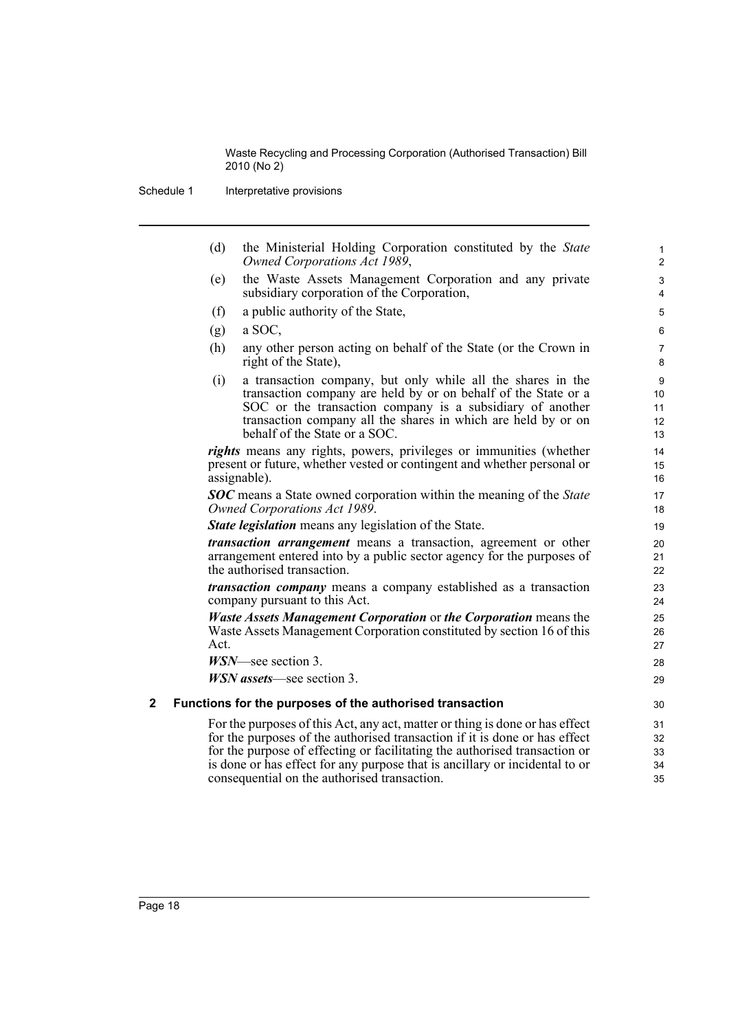(d) the Ministerial Holding Corporation constituted by the *State Owned Corporations Act 1989*,

(e) the Waste Assets Management Corporation and any private subsidiary corporation of the Corporation,

(f) a public authority of the State,

(g) a SOC,

(h) any other person acting on behalf of the State (or the Crown in right of the State),

(i) a transaction company, but only while all the shares in the transaction company are held by or on behalf of the State or a SOC or the transaction company is a subsidiary of another transaction company all the shares in which are held by or on behalf of the State or a SOC.

***rights*** means any rights, powers, privileges or immunities (whether present or future, whether vested or contingent and whether personal or assignable).

***SOC*** means a State owned corporation within the meaning of the *State Owned Corporations Act 1989*.

***State legislation*** means any legislation of the State.

***transaction arrangement*** means a transaction, agreement or other arrangement entered into by a public sector agency for the purposes of the authorised transaction.

***transaction company*** means a company established as a transaction company pursuant to this Act.

***Waste Assets Management Corporation*** or ***the Corporation*** means the Waste Assets Management Corporation constituted by section 16 of this Act.

***WSN***—see section 3.

***WSN assets***—see section 3.

**2 Functions for the purposes of the authorised transaction**

For the purposes of this Act, any act, matter or thing is done or has effect for the purposes of the authorised transaction if it is done or has effect for the purpose of effecting or facilitating the authorised transaction or is done or has effect for any purpose that is ancillary or incidental to or consequential on the authorised transaction.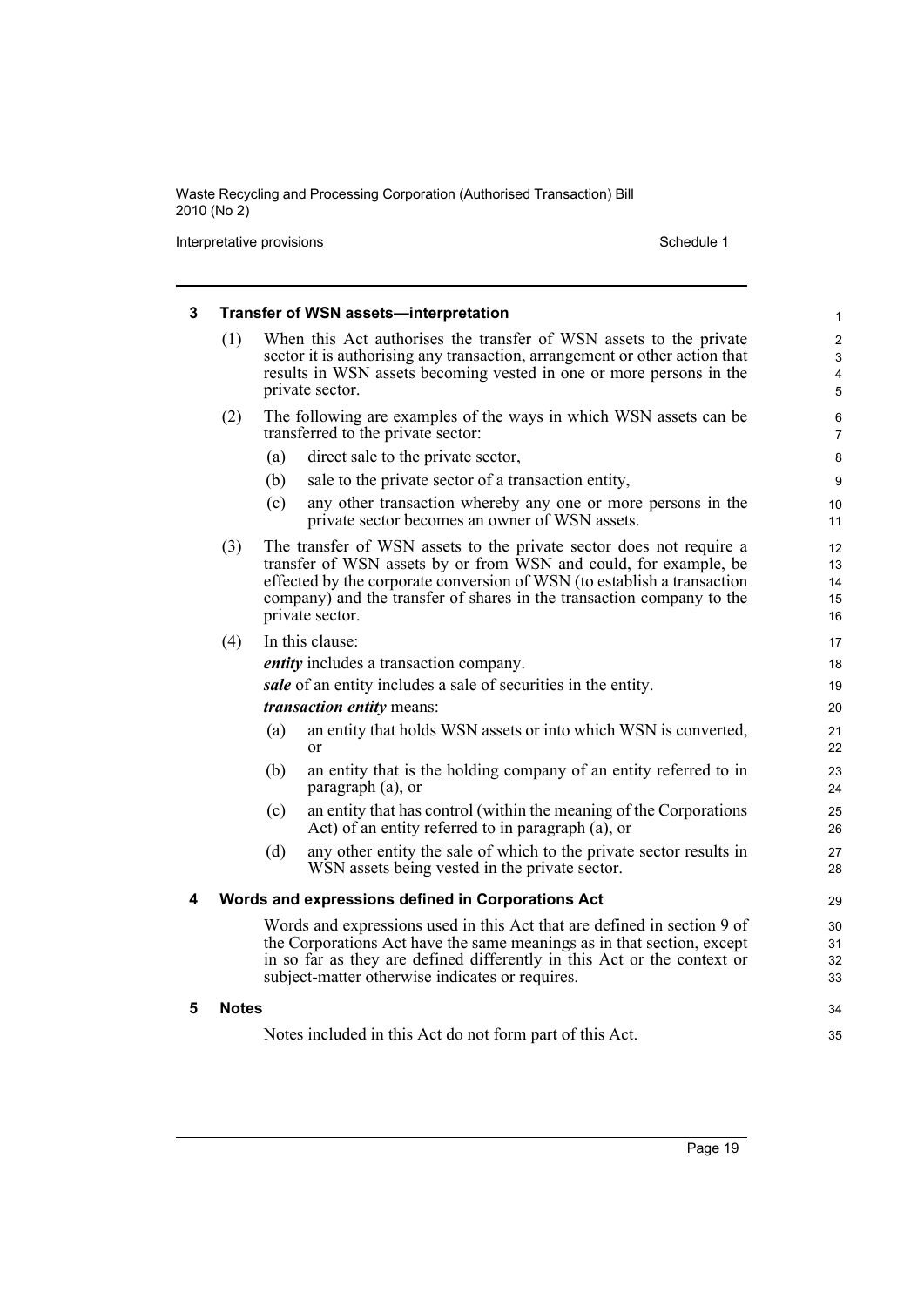## 3 Transfer of WSN assets—interpretation

(1) When this Act authorises the transfer of WSN assets to the private sector it is authorising any transaction, arrangement or other action that results in WSN assets becoming vested in one or more persons in the private sector.

(2) The following are examples of the ways in which WSN assets can be transferred to the private sector:

- (a) direct sale to the private sector,
- (b) sale to the private sector of a transaction entity,
- (c) any other transaction whereby any one or more persons in the private sector becomes an owner of WSN assets.

(3) The transfer of WSN assets to the private sector does not require a transfer of WSN assets by or from WSN and could, for example, be effected by the corporate conversion of WSN (to establish a transaction company) and the transfer of shares in the transaction company to the private sector.

(4) In this clause:

***entity*** includes a transaction company.

***sale*** of an entity includes a sale of securities in the entity.

***transaction entity*** means:

- (a) an entity that holds WSN assets or into which WSN is converted, or
- (b) an entity that is the holding company of an entity referred to in paragraph (a), or
- (c) an entity that has control (within the meaning of the Corporations Act) of an entity referred to in paragraph (a), or
- (d) any other entity the sale of which to the private sector results in WSN assets being vested in the private sector.

## 4 Words and expressions defined in Corporations Act

Words and expressions used in this Act that are defined in section 9 of the Corporations Act have the same meanings as in that section, except in so far as they are defined differently in this Act or the context or subject-matter otherwise indicates or requires.

## 5 Notes

Notes included in this Act do not form part of this Act.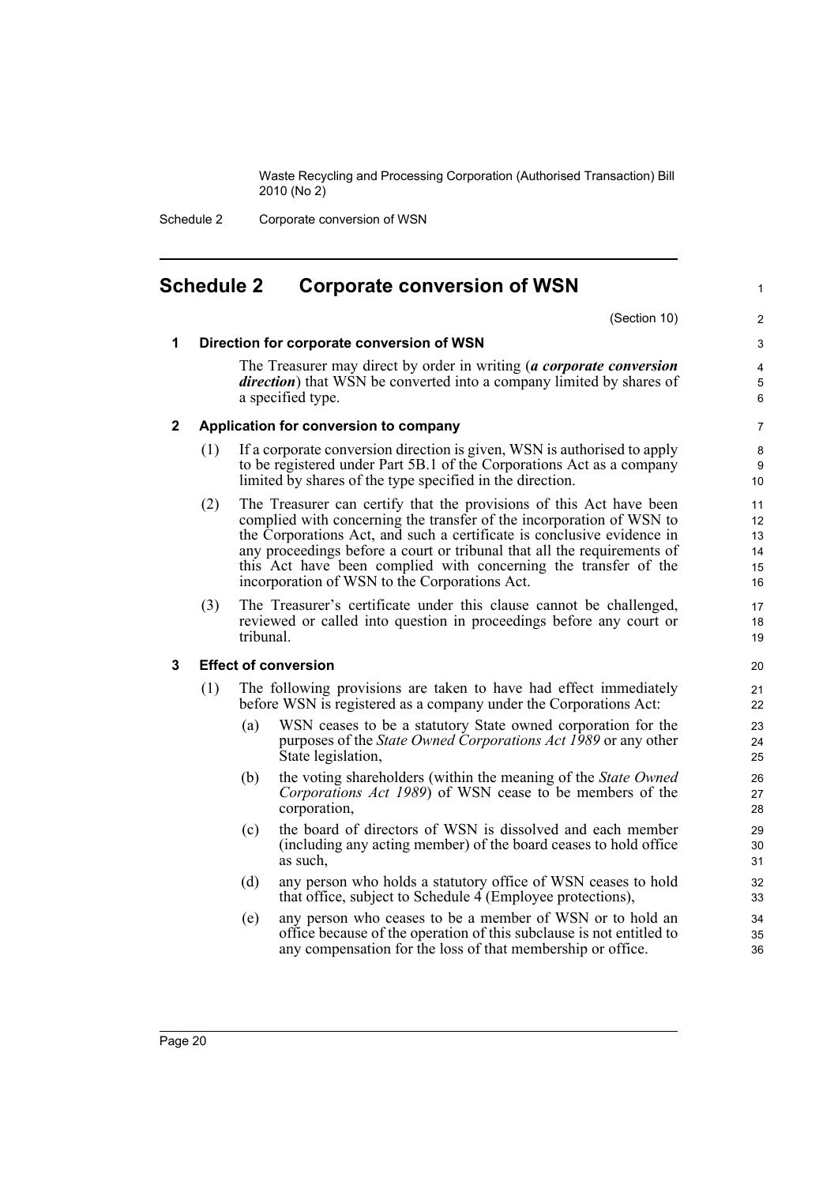## Schedule 2 Corporate conversion of WSN

(Section 10)

### 1 Direction for corporate conversion of WSN

The Treasurer may direct by order in writing (***a corporate conversion direction***) that WSN be converted into a company limited by shares of a specified type.

### 2 Application for conversion to company

(1) If a corporate conversion direction is given, WSN is authorised to apply to be registered under Part 5B.1 of the Corporations Act as a company limited by shares of the type specified in the direction.

(2) The Treasurer can certify that the provisions of this Act have been complied with concerning the transfer of the incorporation of WSN to the Corporations Act, and such a certificate is conclusive evidence in any proceedings before a court or tribunal that all the requirements of this Act have been complied with concerning the transfer of the incorporation of WSN to the Corporations Act.

(3) The Treasurer's certificate under this clause cannot be challenged, reviewed or called into question in proceedings before any court or tribunal.

### 3 Effect of conversion

(1) The following provisions are taken to have had effect immediately before WSN is registered as a company under the Corporations Act:

- (a) WSN ceases to be a statutory State owned corporation for the purposes of the *State Owned Corporations Act 1989* or any other State legislation,
- (b) the voting shareholders (within the meaning of the *State Owned Corporations Act 1989*) of WSN cease to be members of the corporation,
- (c) the board of directors of WSN is dissolved and each member (including any acting member) of the board ceases to hold office as such,
- (d) any person who holds a statutory office of WSN ceases to hold that office, subject to Schedule 4 (Employee protections),
- (e) any person who ceases to be a member of WSN or to hold an office because of the operation of this subclause is not entitled to any compensation for the loss of that membership or office.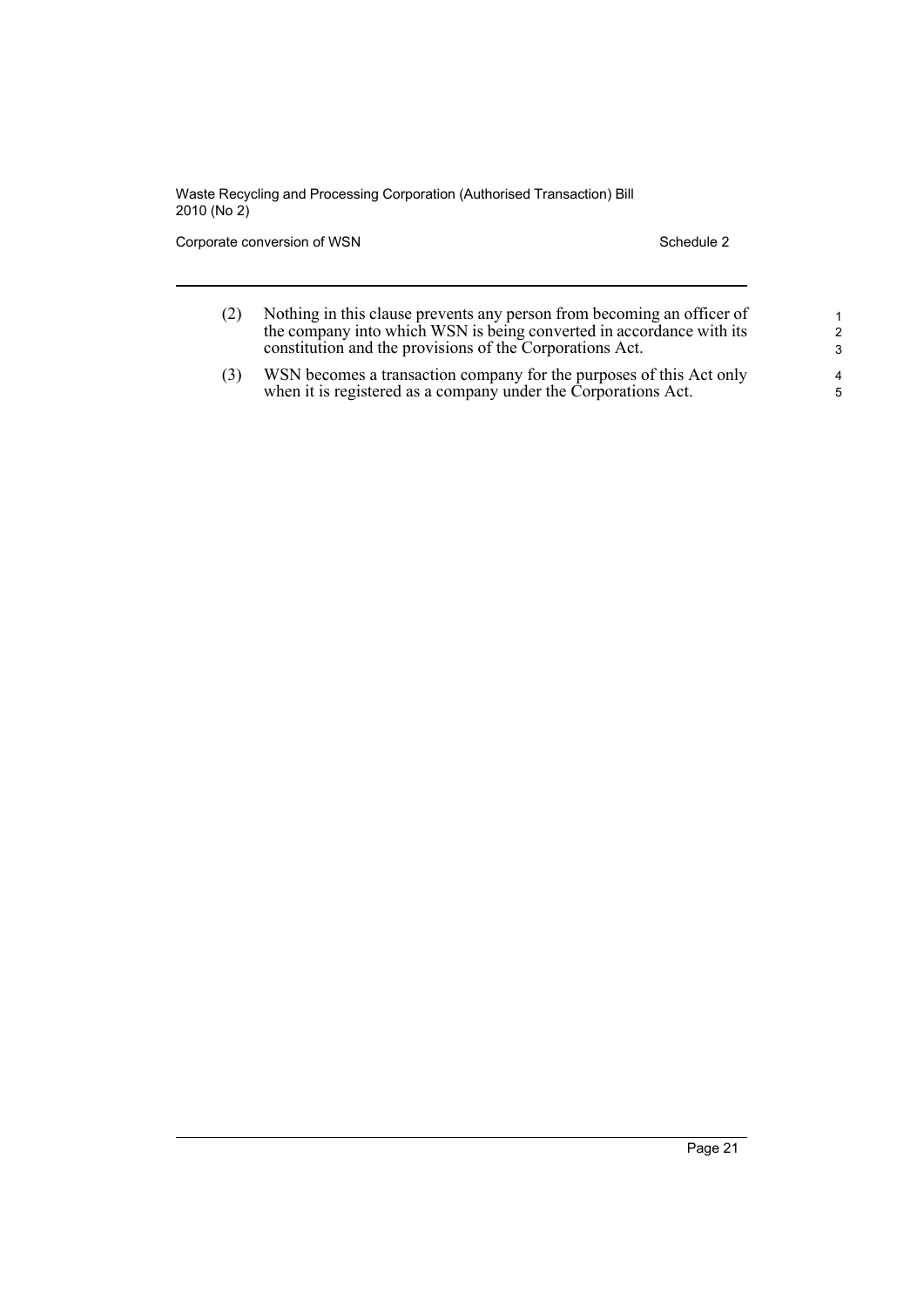(2) Nothing in this clause prevents any person from becoming an officer of the company into which WSN is being converted in accordance with its constitution and the provisions of the Corporations Act.

(3) WSN becomes a transaction company for the purposes of this Act only when it is registered as a company under the Corporations Act.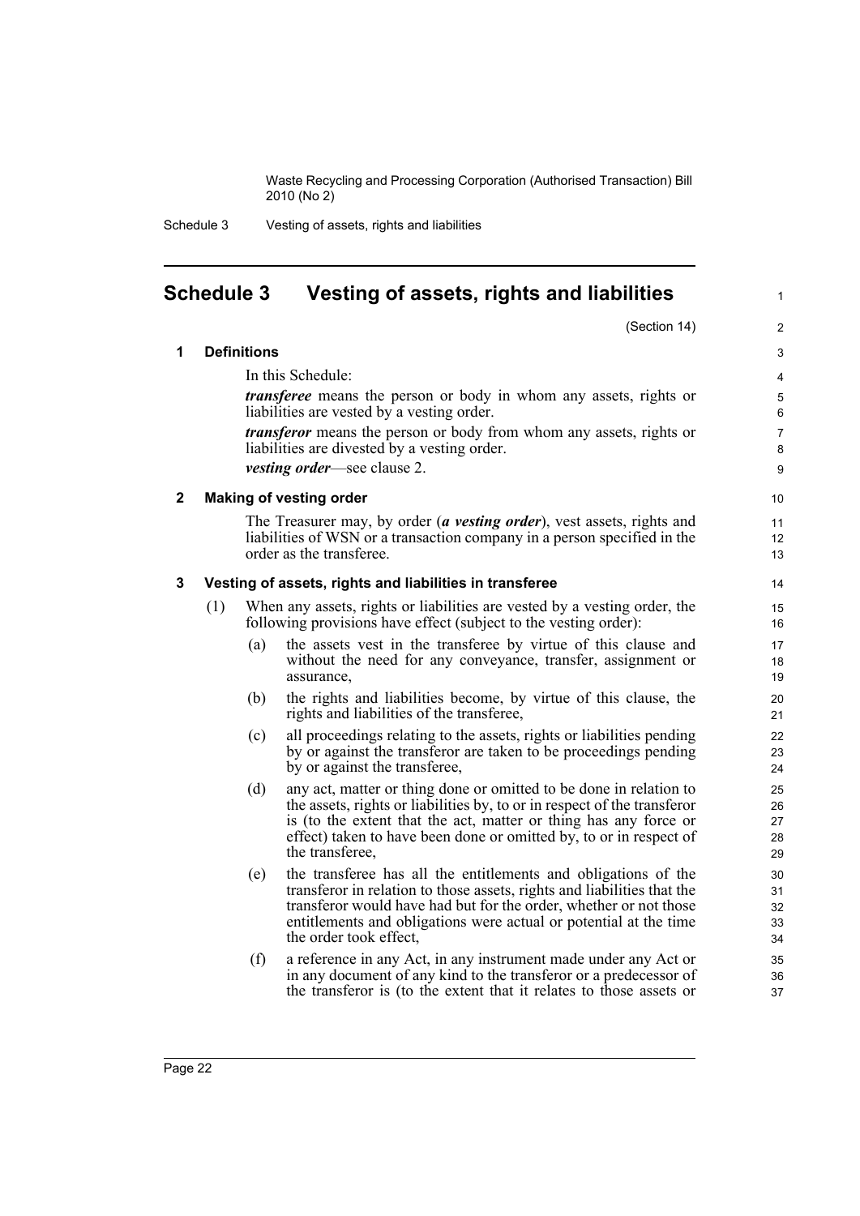# Schedule 3 Vesting of assets, rights and liabilities

(Section 14)

## 1 Definitions

In this Schedule:

***transferee*** means the person or body in whom any assets, rights or liabilities are vested by a vesting order.

***transferor*** means the person or body from whom any assets, rights or liabilities are divested by a vesting order.

***vesting order***—see clause 2.

## 2 Making of vesting order

The Treasurer may, by order (***a vesting order***), vest assets, rights and liabilities of WSN or a transaction company in a person specified in the order as the transferee.

## 3 Vesting of assets, rights and liabilities in transferee

(1) When any assets, rights or liabilities are vested by a vesting order, the following provisions have effect (subject to the vesting order):

(a) the assets vest in the transferee by virtue of this clause and without the need for any conveyance, transfer, assignment or assurance,

(b) the rights and liabilities become, by virtue of this clause, the rights and liabilities of the transferee,

(c) all proceedings relating to the assets, rights or liabilities pending by or against the transferor are taken to be proceedings pending by or against the transferee,

(d) any act, matter or thing done or omitted to be done in relation to the assets, rights or liabilities by, to or in respect of the transferor is (to the extent that the act, matter or thing has any force or effect) taken to have been done or omitted by, to or in respect of the transferee,

(e) the transferee has all the entitlements and obligations of the transferor in relation to those assets, rights and liabilities that the transferor would have had but for the order, whether or not those entitlements and obligations were actual or potential at the time the order took effect,

(f) a reference in any Act, in any instrument made under any Act or in any document of any kind to the transferor or a predecessor of the transferor is (to the extent that it relates to those assets or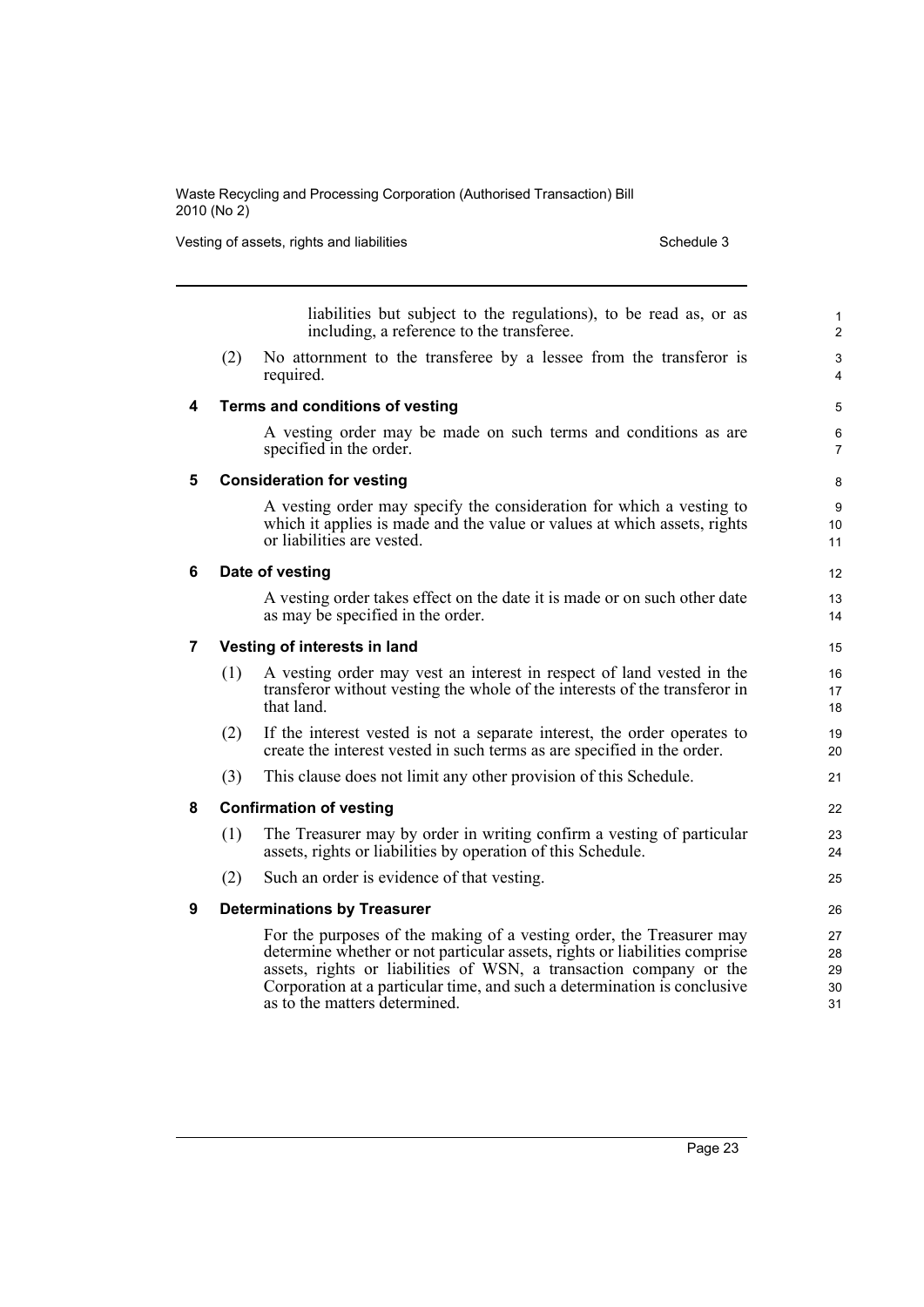liabilities but subject to the regulations), to be read as, or as including, a reference to the transferee.

(2) No attornment to the transferee by a lessee from the transferor is required.

**4 Terms and conditions of vesting**

A vesting order may be made on such terms and conditions as are specified in the order.

**5 Consideration for vesting**

A vesting order may specify the consideration for which a vesting to which it applies is made and the value or values at which assets, rights or liabilities are vested.

**6 Date of vesting**

A vesting order takes effect on the date it is made or on such other date as may be specified in the order.

**7 Vesting of interests in land**

(1) A vesting order may vest an interest in respect of land vested in the transferor without vesting the whole of the interests of the transferor in that land.

(2) If the interest vested is not a separate interest, the order operates to create the interest vested in such terms as are specified in the order.

(3) This clause does not limit any other provision of this Schedule.

**8 Confirmation of vesting**

(1) The Treasurer may by order in writing confirm a vesting of particular assets, rights or liabilities by operation of this Schedule.

(2) Such an order is evidence of that vesting.

**9 Determinations by Treasurer**

For the purposes of the making of a vesting order, the Treasurer may determine whether or not particular assets, rights or liabilities comprise assets, rights or liabilities of WSN, a transaction company or the Corporation at a particular time, and such a determination is conclusive as to the matters determined.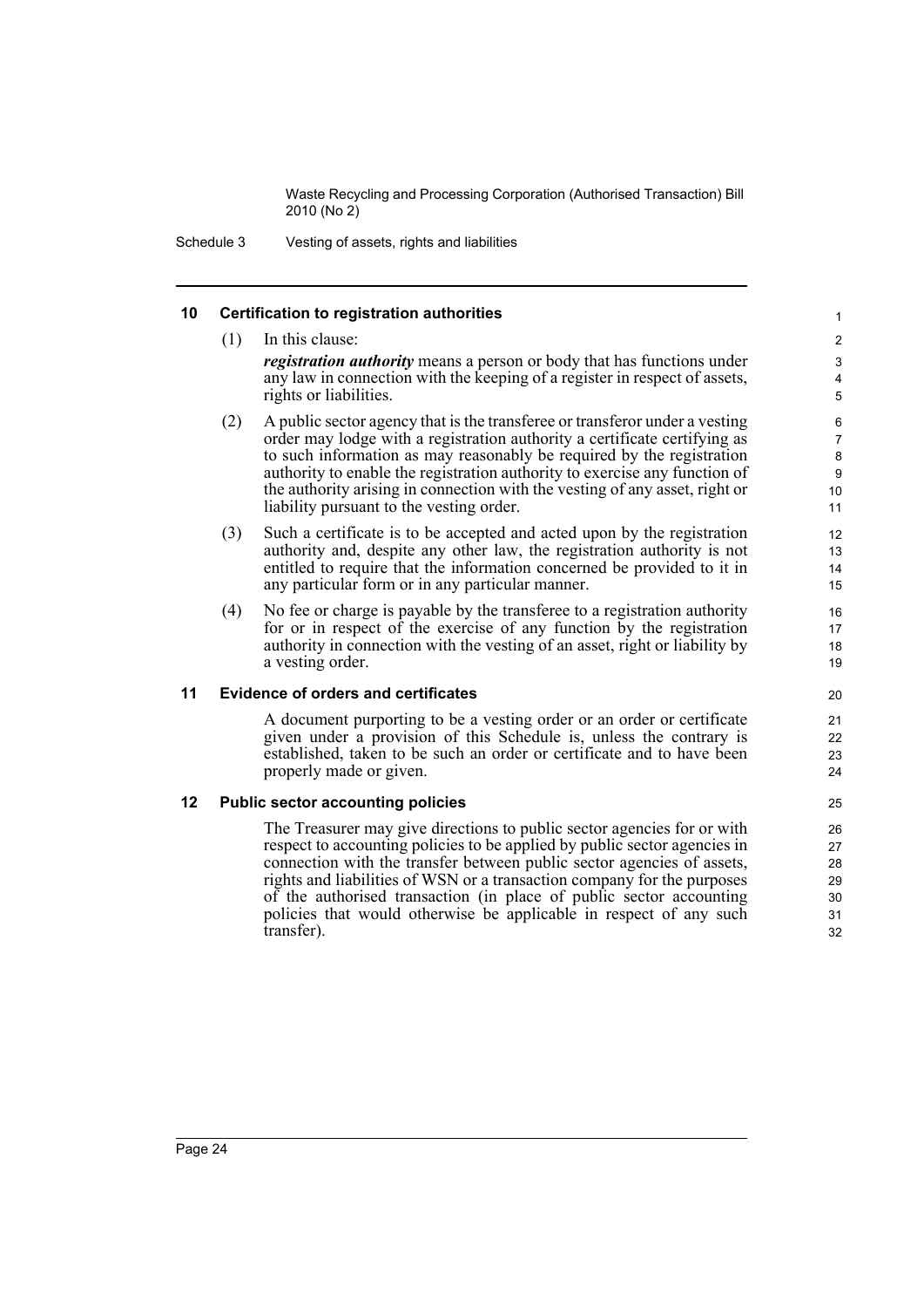## 10 Certification to registration authorities

(1) In this clause:

***registration authority*** means a person or body that has functions under any law in connection with the keeping of a register in respect of assets, rights or liabilities.

(2) A public sector agency that is the transferee or transferor under a vesting order may lodge with a registration authority a certificate certifying as to such information as may reasonably be required by the registration authority to enable the registration authority to exercise any function of the authority arising in connection with the vesting of any asset, right or liability pursuant to the vesting order.

(3) Such a certificate is to be accepted and acted upon by the registration authority and, despite any other law, the registration authority is not entitled to require that the information concerned be provided to it in any particular form or in any particular manner.

(4) No fee or charge is payable by the transferee to a registration authority for or in respect of the exercise of any function by the registration authority in connection with the vesting of an asset, right or liability by a vesting order.

## 11 Evidence of orders and certificates

A document purporting to be a vesting order or an order or certificate given under a provision of this Schedule is, unless the contrary is established, taken to be such an order or certificate and to have been properly made or given.

## 12 Public sector accounting policies

The Treasurer may give directions to public sector agencies for or with respect to accounting policies to be applied by public sector agencies in connection with the transfer between public sector agencies of assets, rights and liabilities of WSN or a transaction company for the purposes of the authorised transaction (in place of public sector accounting policies that would otherwise be applicable in respect of any such transfer).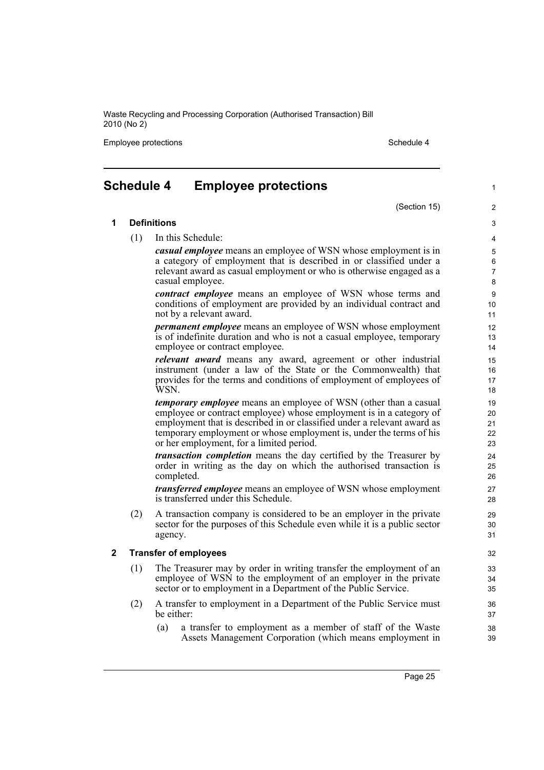# Schedule 4 Employee protections

(Section 15)

## 1 Definitions

(1) In this Schedule:

***casual employee*** means an employee of WSN whose employment is in a category of employment that is described in or classified under a relevant award as casual employment or who is otherwise engaged as a casual employee.

***contract employee*** means an employee of WSN whose terms and conditions of employment are provided by an individual contract and not by a relevant award.

***permanent employee*** means an employee of WSN whose employment is of indefinite duration and who is not a casual employee, temporary employee or contract employee.

***relevant award*** means any award, agreement or other industrial instrument (under a law of the State or the Commonwealth) that provides for the terms and conditions of employment of employees of WSN.

***temporary employee*** means an employee of WSN (other than a casual employee or contract employee) whose employment is in a category of employment that is described in or classified under a relevant award as temporary employment or whose employment is, under the terms of his or her employment, for a limited period.

***transaction completion*** means the day certified by the Treasurer by order in writing as the day on which the authorised transaction is completed.

***transferred employee*** means an employee of WSN whose employment is transferred under this Schedule.

(2) A transaction company is considered to be an employer in the private sector for the purposes of this Schedule even while it is a public sector agency.

## 2 Transfer of employees

(1) The Treasurer may by order in writing transfer the employment of an employee of WSN to the employment of an employer in the private sector or to employment in a Department of the Public Service.

(2) A transfer to employment in a Department of the Public Service must be either:

(a) a transfer to employment as a member of staff of the Waste Assets Management Corporation (which means employment in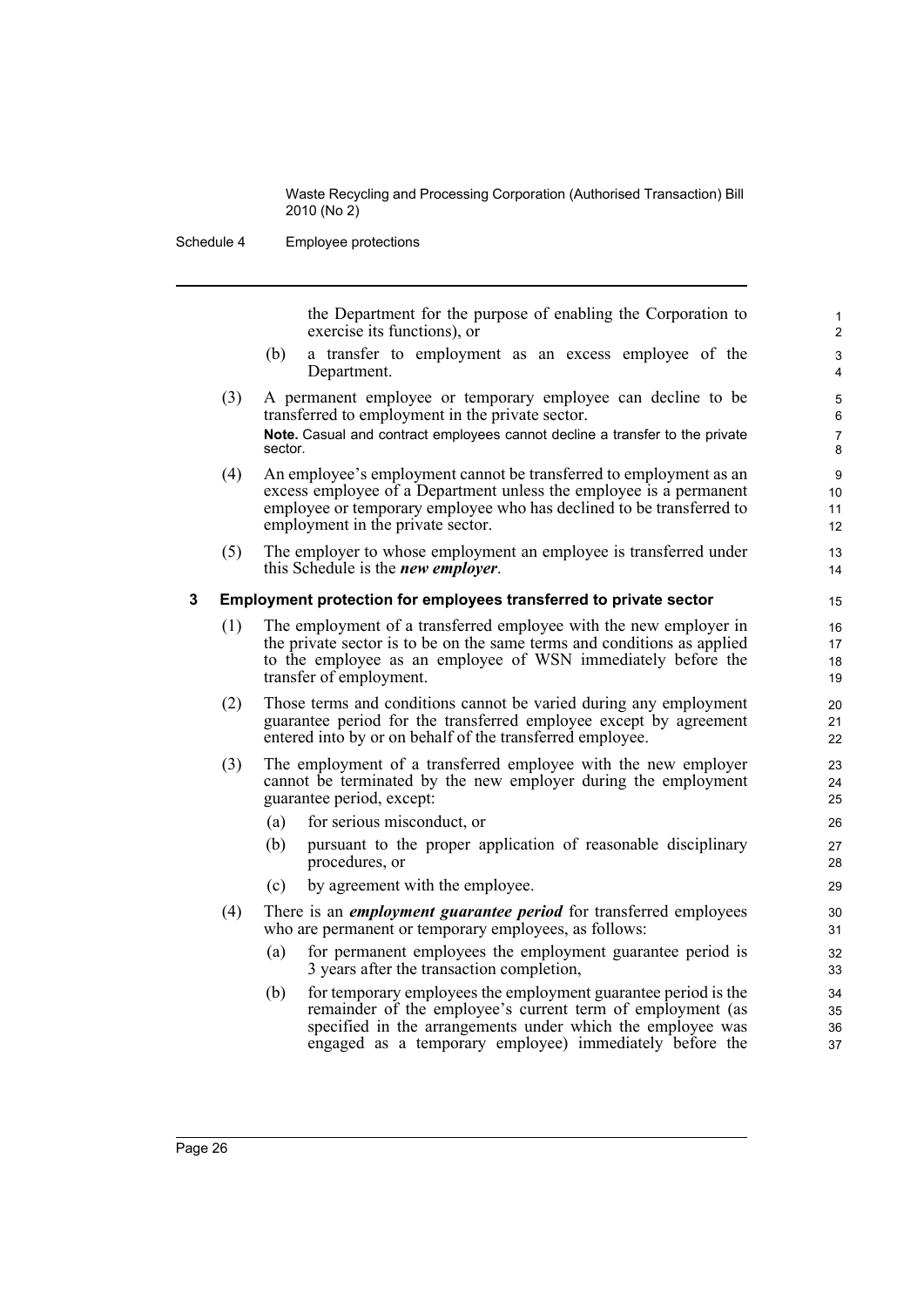the Department for the purpose of enabling the Corporation to exercise its functions), or

(b) a transfer to employment as an excess employee of the Department.

(3) A permanent employee or temporary employee can decline to be transferred to employment in the private sector.

**Note.** Casual and contract employees cannot decline a transfer to the private sector.

(4) An employee's employment cannot be transferred to employment as an excess employee of a Department unless the employee is a permanent employee or temporary employee who has declined to be transferred to employment in the private sector.

(5) The employer to whose employment an employee is transferred under this Schedule is the ***new employer***.

### 3 Employment protection for employees transferred to private sector

(1) The employment of a transferred employee with the new employer in the private sector is to be on the same terms and conditions as applied to the employee as an employee of WSN immediately before the transfer of employment.

(2) Those terms and conditions cannot be varied during any employment guarantee period for the transferred employee except by agreement entered into by or on behalf of the transferred employee.

(3) The employment of a transferred employee with the new employer cannot be terminated by the new employer during the employment guarantee period, except:

(a) for serious misconduct, or

(b) pursuant to the proper application of reasonable disciplinary procedures, or

(c) by agreement with the employee.

(4) There is an ***employment guarantee period*** for transferred employees who are permanent or temporary employees, as follows:

(a) for permanent employees the employment guarantee period is 3 years after the transaction completion,

(b) for temporary employees the employment guarantee period is the remainder of the employee's current term of employment (as specified in the arrangements under which the employee was engaged as a temporary employee) immediately before the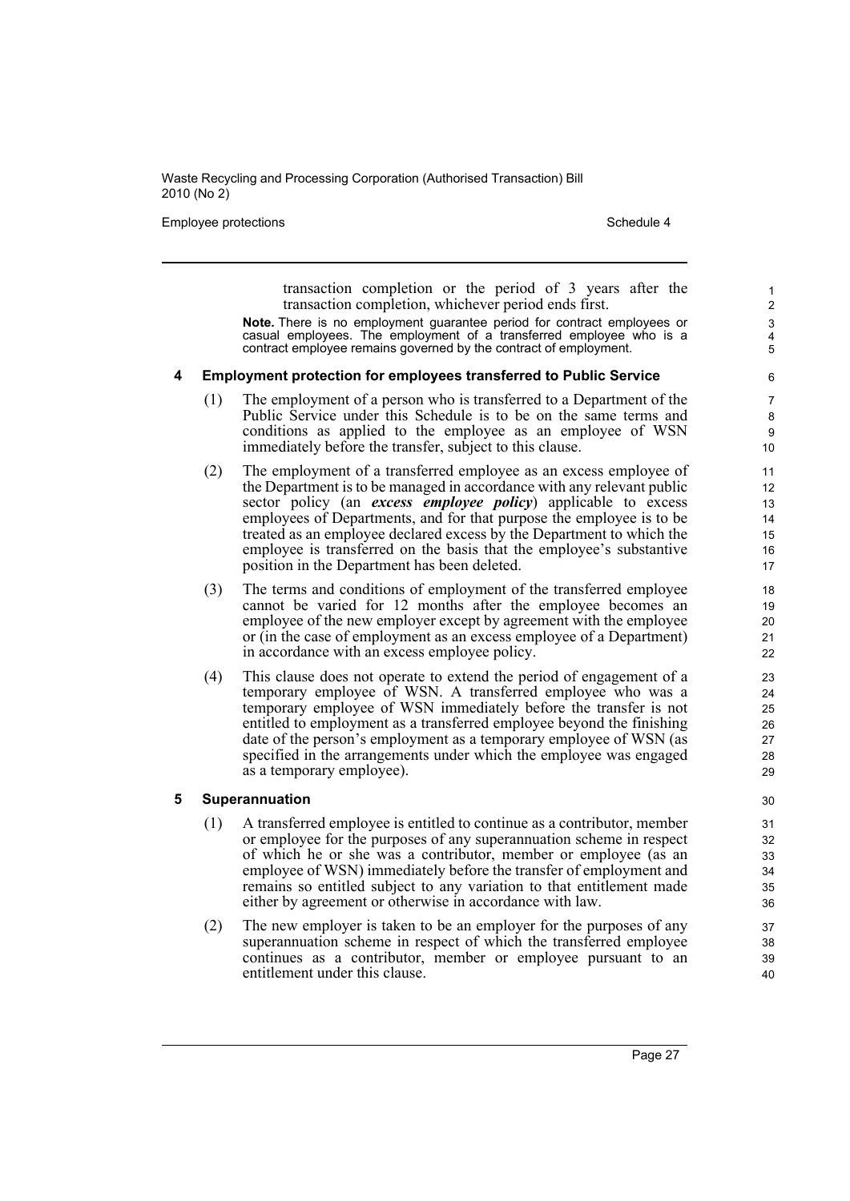transaction completion or the period of 3 years after the transaction completion, whichever period ends first.

**Note.** There is no employment guarantee period for contract employees or casual employees. The employment of a transferred employee who is a contract employee remains governed by the contract of employment.

## 4 Employment protection for employees transferred to Public Service

(1) The employment of a person who is transferred to a Department of the Public Service under this Schedule is to be on the same terms and conditions as applied to the employee as an employee of WSN immediately before the transfer, subject to this clause.

(2) The employment of a transferred employee as an excess employee of the Department is to be managed in accordance with any relevant public sector policy (an ***excess employee policy***) applicable to excess employees of Departments, and for that purpose the employee is to be treated as an employee declared excess by the Department to which the employee is transferred on the basis that the employee's substantive position in the Department has been deleted.

(3) The terms and conditions of employment of the transferred employee cannot be varied for 12 months after the employee becomes an employee of the new employer except by agreement with the employee or (in the case of employment as an excess employee of a Department) in accordance with an excess employee policy.

(4) This clause does not operate to extend the period of engagement of a temporary employee of WSN. A transferred employee who was a temporary employee of WSN immediately before the transfer is not entitled to employment as a transferred employee beyond the finishing date of the person's employment as a temporary employee of WSN (as specified in the arrangements under which the employee was engaged as a temporary employee).

## 5 Superannuation

(1) A transferred employee is entitled to continue as a contributor, member or employee for the purposes of any superannuation scheme in respect of which he or she was a contributor, member or employee (as an employee of WSN) immediately before the transfer of employment and remains so entitled subject to any variation to that entitlement made either by agreement or otherwise in accordance with law.

(2) The new employer is taken to be an employer for the purposes of any superannuation scheme in respect of which the transferred employee continues as a contributor, member or employee pursuant to an entitlement under this clause.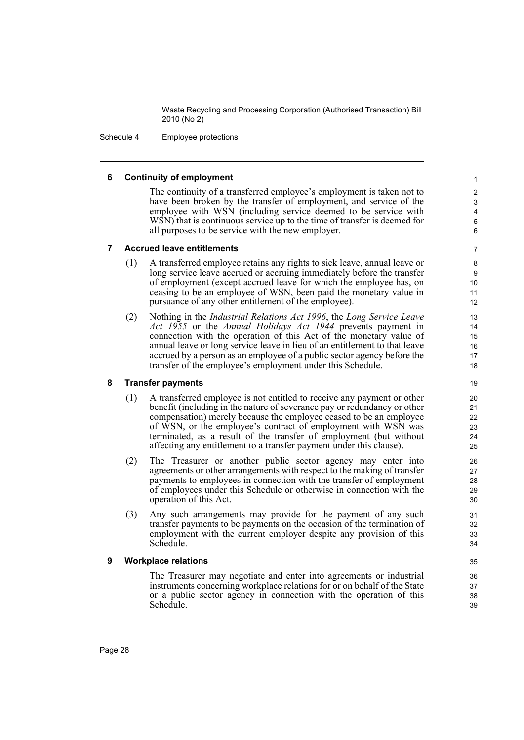#### 6 Continuity of employment

The continuity of a transferred employee's employment is taken not to have been broken by the transfer of employment, and service of the employee with WSN (including service deemed to be service with WSN) that is continuous service up to the time of transfer is deemed for all purposes to be service with the new employer.

#### 7 Accrued leave entitlements

(1) A transferred employee retains any rights to sick leave, annual leave or long service leave accrued or accruing immediately before the transfer of employment (except accrued leave for which the employee has, on ceasing to be an employee of WSN, been paid the monetary value in pursuance of any other entitlement of the employee).

(2) Nothing in the *Industrial Relations Act 1996*, the *Long Service Leave Act 1955* or the *Annual Holidays Act 1944* prevents payment in connection with the operation of this Act of the monetary value of annual leave or long service leave in lieu of an entitlement to that leave accrued by a person as an employee of a public sector agency before the transfer of the employee's employment under this Schedule.

#### 8 Transfer payments

(1) A transferred employee is not entitled to receive any payment or other benefit (including in the nature of severance pay or redundancy or other compensation) merely because the employee ceased to be an employee of WSN, or the employee's contract of employment with WSN was terminated, as a result of the transfer of employment (but without affecting any entitlement to a transfer payment under this clause).

(2) The Treasurer or another public sector agency may enter into agreements or other arrangements with respect to the making of transfer payments to employees in connection with the transfer of employment of employees under this Schedule or otherwise in connection with the operation of this Act.

(3) Any such arrangements may provide for the payment of any such transfer payments to be payments on the occasion of the termination of employment with the current employer despite any provision of this Schedule.

#### 9 Workplace relations

The Treasurer may negotiate and enter into agreements or industrial instruments concerning workplace relations for or on behalf of the State or a public sector agency in connection with the operation of this Schedule.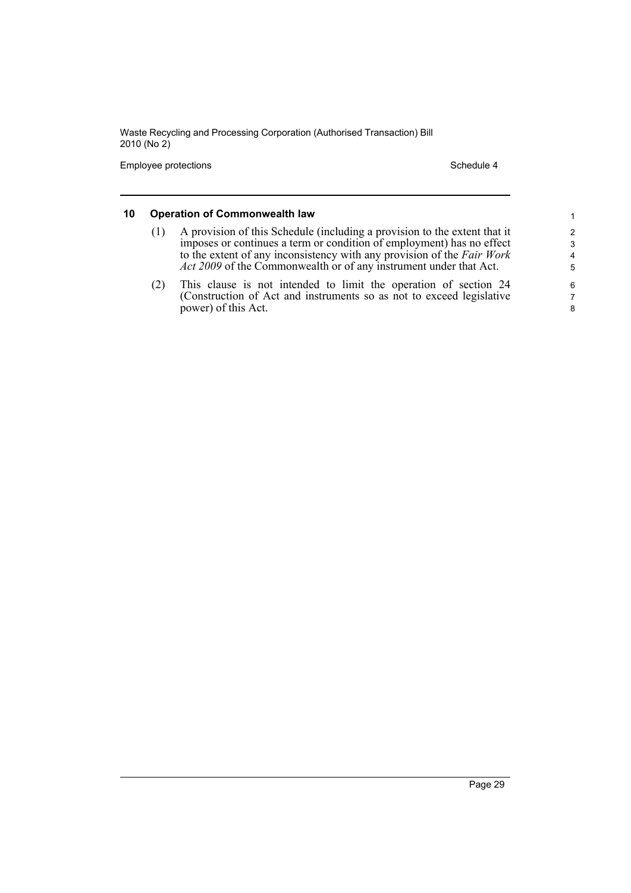## 10 Operation of Commonwealth law

(1) A provision of this Schedule (including a provision to the extent that it imposes or continues a term or condition of employment) has no effect to the extent of any inconsistency with any provision of the *Fair Work Act 2009* of the Commonwealth or of any instrument under that Act.

(2) This clause is not intended to limit the operation of section 24 (Construction of Act and instruments so as not to exceed legislative power) of this Act.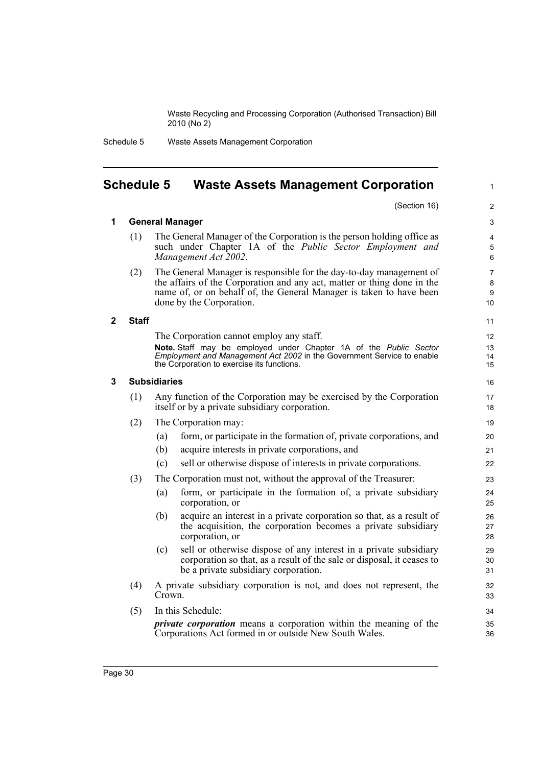# Schedule 5 Waste Assets Management Corporation

(Section 16)

## 1 General Manager

(1) The General Manager of the Corporation is the person holding office as such under Chapter 1A of the *Public Sector Employment and Management Act 2002*.

(2) The General Manager is responsible for the day-to-day management of the affairs of the Corporation and any act, matter or thing done in the name of, or on behalf of, the General Manager is taken to have been done by the Corporation.

## 2 Staff

The Corporation cannot employ any staff.

**Note.** Staff may be employed under Chapter 1A of the *Public Sector Employment and Management Act 2002* in the Government Service to enable the Corporation to exercise its functions.

## 3 Subsidiaries

(1) Any function of the Corporation may be exercised by the Corporation itself or by a private subsidiary corporation.

(2) The Corporation may:

- (a) form, or participate in the formation of, private corporations, and
- (b) acquire interests in private corporations, and
- (c) sell or otherwise dispose of interests in private corporations.

(3) The Corporation must not, without the approval of the Treasurer:

- (a) form, or participate in the formation of, a private subsidiary corporation, or
- (b) acquire an interest in a private corporation so that, as a result of the acquisition, the corporation becomes a private subsidiary corporation, or
- (c) sell or otherwise dispose of any interest in a private subsidiary corporation so that, as a result of the sale or disposal, it ceases to be a private subsidiary corporation.

(4) A private subsidiary corporation is not, and does not represent, the Crown.

(5) In this Schedule:

***private corporation*** means a corporation within the meaning of the Corporations Act formed in or outside New South Wales.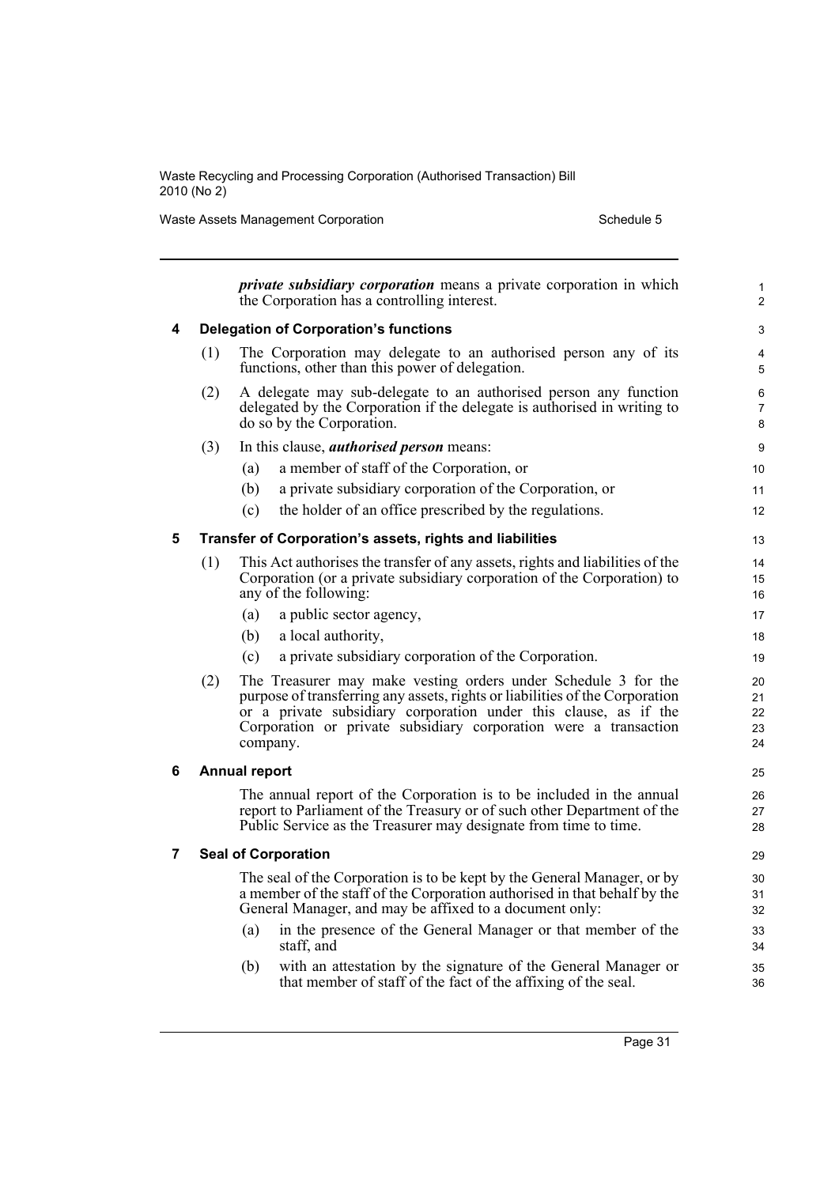***private subsidiary corporation*** means a private corporation in which the Corporation has a controlling interest.

### 4 Delegation of Corporation's functions

(1) The Corporation may delegate to an authorised person any of its functions, other than this power of delegation.

(2) A delegate may sub-delegate to an authorised person any function delegated by the Corporation if the delegate is authorised in writing to do so by the Corporation.

(3) In this clause, ***authorised person*** means:

- (a) a member of staff of the Corporation, or
- (b) a private subsidiary corporation of the Corporation, or
- (c) the holder of an office prescribed by the regulations.

### 5 Transfer of Corporation's assets, rights and liabilities

(1) This Act authorises the transfer of any assets, rights and liabilities of the Corporation (or a private subsidiary corporation of the Corporation) to any of the following:

- (a) a public sector agency,
- (b) a local authority,
- (c) a private subsidiary corporation of the Corporation.

(2) The Treasurer may make vesting orders under Schedule 3 for the purpose of transferring any assets, rights or liabilities of the Corporation or a private subsidiary corporation under this clause, as if the Corporation or private subsidiary corporation were a transaction company.

### 6 Annual report

The annual report of the Corporation is to be included in the annual report to Parliament of the Treasury or of such other Department of the Public Service as the Treasurer may designate from time to time.

### 7 Seal of Corporation

The seal of the Corporation is to be kept by the General Manager, or by a member of the staff of the Corporation authorised in that behalf by the General Manager, and may be affixed to a document only:

- (a) in the presence of the General Manager or that member of the staff, and
- (b) with an attestation by the signature of the General Manager or that member of staff of the fact of the affixing of the seal.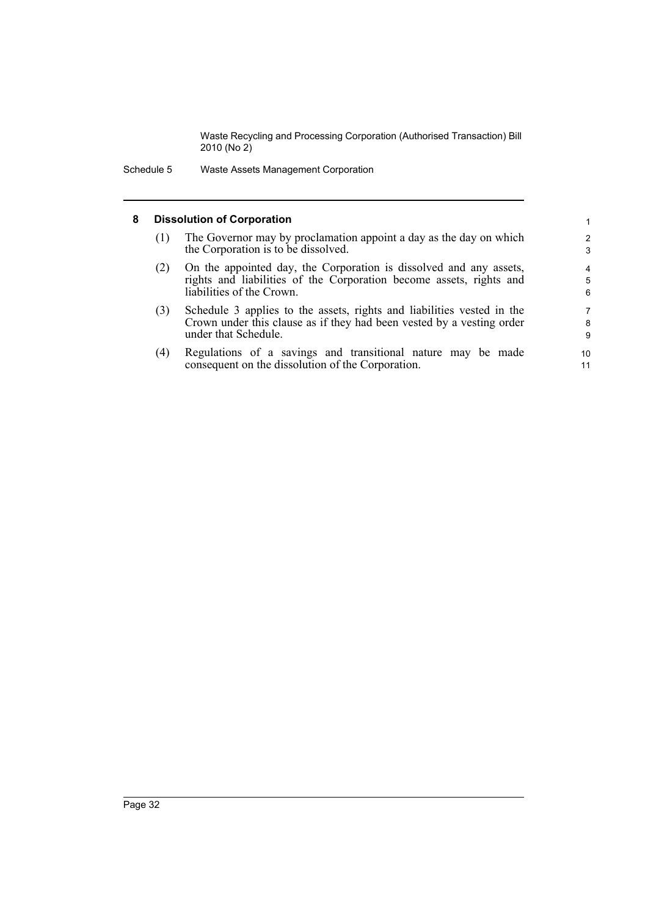## 8 Dissolution of Corporation

(1) The Governor may by proclamation appoint a day as the day on which the Corporation is to be dissolved.

(2) On the appointed day, the Corporation is dissolved and any assets, rights and liabilities of the Corporation become assets, rights and liabilities of the Crown.

(3) Schedule 3 applies to the assets, rights and liabilities vested in the Crown under this clause as if they had been vested by a vesting order under that Schedule.

(4) Regulations of a savings and transitional nature may be made consequent on the dissolution of the Corporation.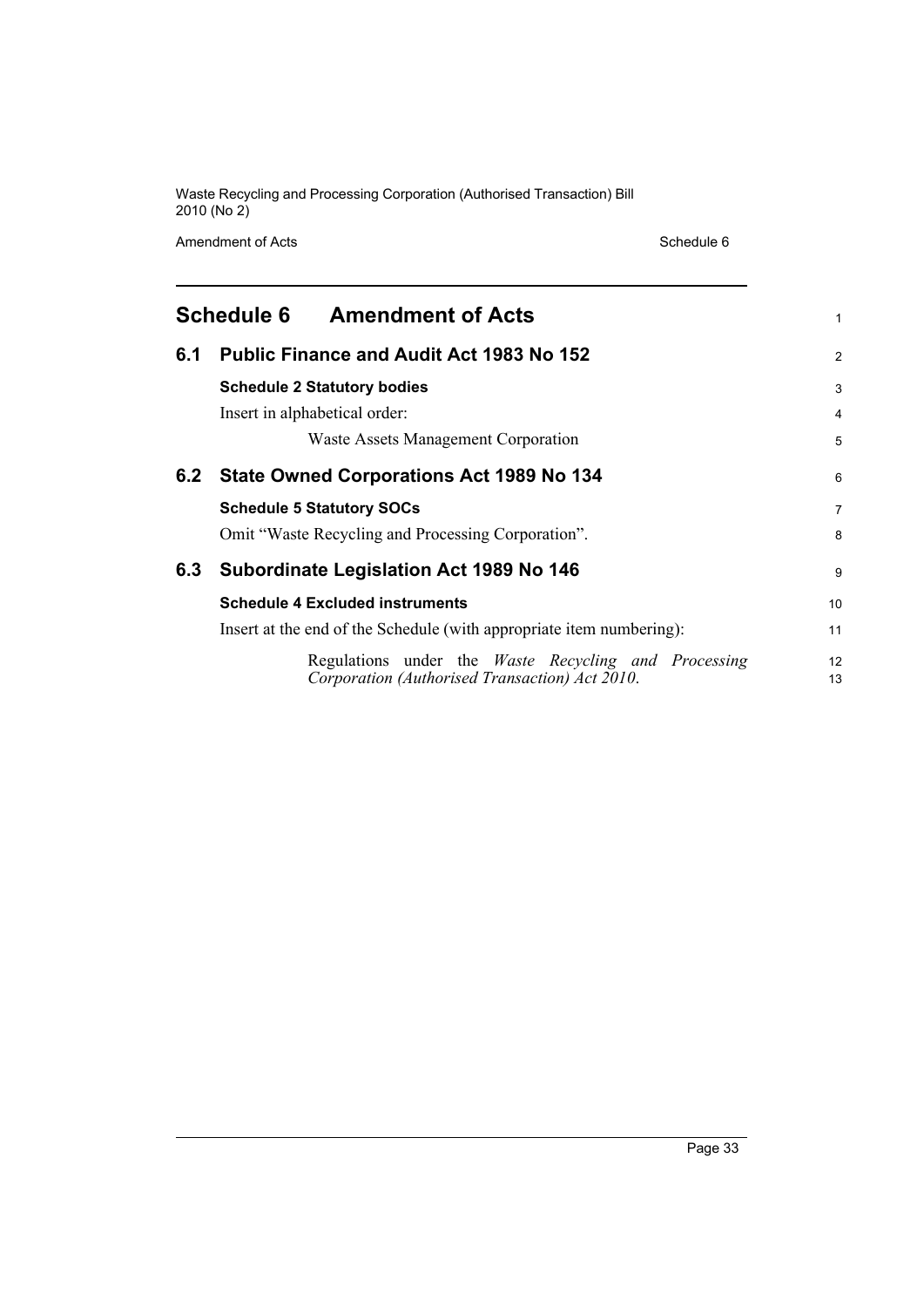# Schedule 6 Amendment of Acts

## 6.1 Public Finance and Audit Act 1983 No 152

**Schedule 2 Statutory bodies**

Insert in alphabetical order:

Waste Assets Management Corporation

## 6.2 State Owned Corporations Act 1989 No 134

**Schedule 5 Statutory SOCs**

Omit "Waste Recycling and Processing Corporation".

## 6.3 Subordinate Legislation Act 1989 No 146

**Schedule 4 Excluded instruments**

Insert at the end of the Schedule (with appropriate item numbering):

Regulations under the *Waste Recycling and Processing Corporation (Authorised Transaction) Act 2010*.